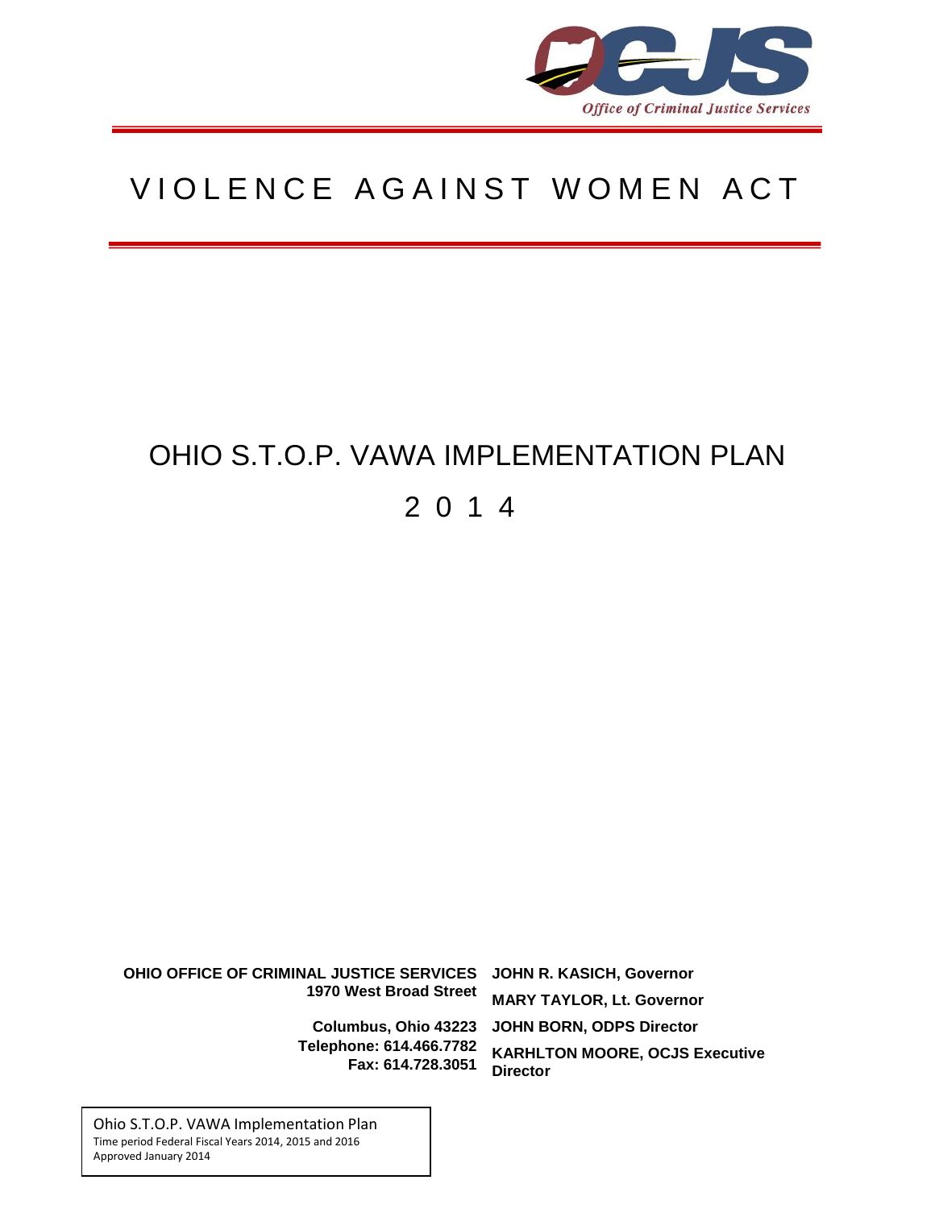Office of Criminal Justice Services

# VIOLENCE AGAINST WOMEN ACT

# OHIO S.T.O.P. VAWA IMPLEMENTATION PLAN

## 2014

**OHIO OFFICE OF CRIMINAL JUSTICE SERVICES**
**1970 West Broad Street**
**Columbus, Ohio 43223**
**Telephone: 614.466.7782**
**Fax: 614.728.3051**

**JOHN R. KASICH, Governor**
**MARY TAYLOR, Lt. Governor**
**JOHN BORN, ODPS Director**
**KARHLTON MOORE, OCJS Executive Director**

Ohio S.T.O.P. VAWA Implementation Plan
Time period Federal Fiscal Years 2014, 2015 and 2016
Approved January 2014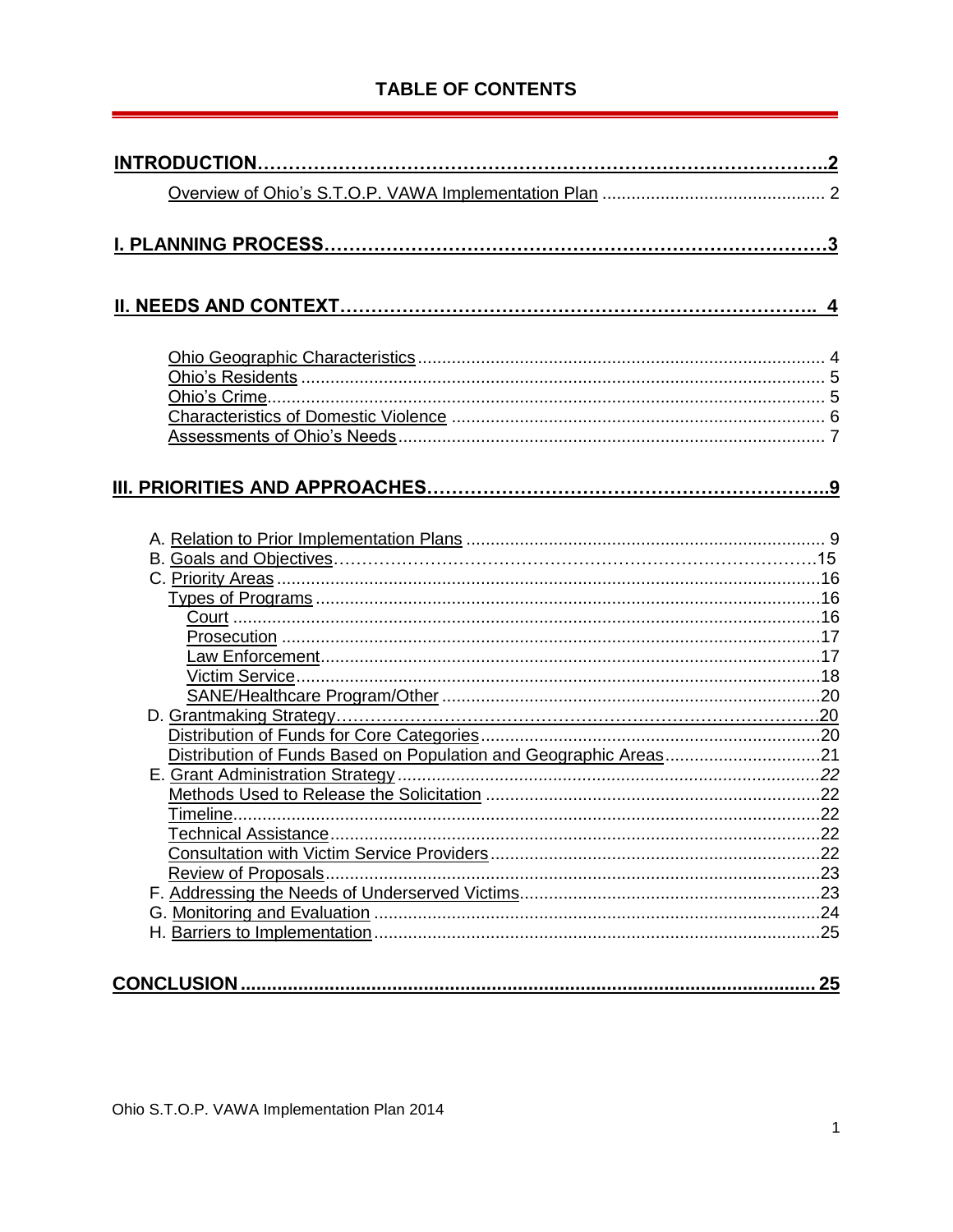# TABLE OF CONTENTS

**INTRODUCTION……………………………………………………………………………..2**

Overview of Ohio's S.T.O.P. VAWA Implementation Plan ............................................. 2

**I. PLANNING PROCESS…………………………………………………………………3**

**II. NEEDS AND CONTEXT……………………………………………………………….. 4**

Ohio Geographic Characteristics ................................................................................... 4
Ohio's Residents ........................................................................................................... 5
Ohio's Crime.................................................................................................................. 5
Characteristics of Domestic Violence ............................................................................ 6
Assessments of Ohio's Needs ....................................................................................... 7

**III. PRIORITIES AND APPROACHES………………………………………………………..9**

A. Relation to Prior Implementation Plans ......................................................................... 9
B. Goals and Objectives……………………………………………………………………….15
C. Priority Areas ...............................................................................................................16
Types of Programs .......................................................................................................16
Court .........................................................................................................................16
Prosecution ...............................................................................................................17
Law Enforcement.......................................................................................................17
Victim Service............................................................................................................18
SANE/Healthcare Program/Other ..............................................................................20
D. Grantmaking Strategy…………………………………………………………………….20
Distribution of Funds for Core Categories.....................................................................20
Distribution of Funds Based on Population and Geographic Areas................................21
E. Grant Administration Strategy.......................................................................................22
Methods Used to Release the Solicitation ....................................................................22
Timeline........................................................................................................................22
Technical Assistance.....................................................................................................22
Consultation with Victim Service Providers....................................................................22
Review of Proposals......................................................................................................23
F. Addressing the Needs of Underserved Victims.............................................................23
G. Monitoring and Evaluation ............................................................................................24
H. Barriers to Implementation............................................................................................25

**CONCLUSION ........................................................................................................... 25**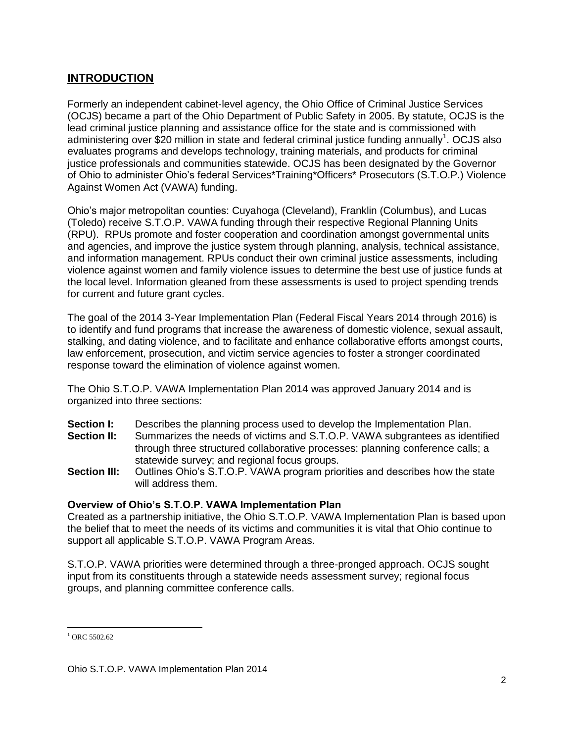## INTRODUCTION

Formerly an independent cabinet-level agency, the Ohio Office of Criminal Justice Services (OCJS) became a part of the Ohio Department of Public Safety in 2005. By statute, OCJS is the lead criminal justice planning and assistance office for the state and is commissioned with administering over $20 million in state and federal criminal justice funding annually[1]. OCJS also evaluates programs and develops technology, training materials, and products for criminal justice professionals and communities statewide. OCJS has been designated by the Governor of Ohio to administer Ohio's federal Services*Training*Officers* Prosecutors (S.T.O.P.) Violence Against Women Act (VAWA) funding.

Ohio's major metropolitan counties: Cuyahoga (Cleveland), Franklin (Columbus), and Lucas (Toledo) receive S.T.O.P. VAWA funding through their respective Regional Planning Units (RPU). RPUs promote and foster cooperation and coordination amongst governmental units and agencies, and improve the justice system through planning, analysis, technical assistance, and information management. RPUs conduct their own criminal justice assessments, including violence against women and family violence issues to determine the best use of justice funds at the local level. Information gleaned from these assessments is used to project spending trends for current and future grant cycles.

The goal of the 2014 3-Year Implementation Plan (Federal Fiscal Years 2014 through 2016) is to identify and fund programs that increase the awareness of domestic violence, sexual assault, stalking, and dating violence, and to facilitate and enhance collaborative efforts amongst courts, law enforcement, prosecution, and victim service agencies to foster a stronger coordinated response toward the elimination of violence against women.

The Ohio S.T.O.P. VAWA Implementation Plan 2014 was approved January 2014 and is organized into three sections:

**Section I:** Describes the planning process used to develop the Implementation Plan.
**Section II:** Summarizes the needs of victims and S.T.O.P. VAWA subgrantees as identified through three structured collaborative processes: planning conference calls; a statewide survey; and regional focus groups.
**Section III:** Outlines Ohio's S.T.O.P. VAWA program priorities and describes how the state will address them.

**Overview of Ohio's S.T.O.P. VAWA Implementation Plan**
Created as a partnership initiative, the Ohio S.T.O.P. VAWA Implementation Plan is based upon the belief that to meet the needs of its victims and communities it is vital that Ohio continue to support all applicable S.T.O.P. VAWA Program Areas.

S.T.O.P. VAWA priorities were determined through a three-pronged approach. OCJS sought input from its constituents through a statewide needs assessment survey; regional focus groups, and planning committee conference calls.

[1] ORC 5502.62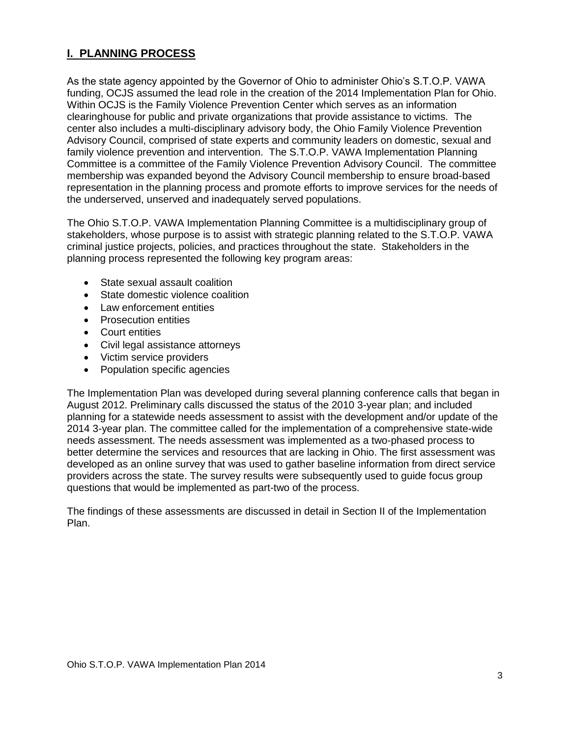## I. PLANNING PROCESS

As the state agency appointed by the Governor of Ohio to administer Ohio's S.T.O.P. VAWA funding, OCJS assumed the lead role in the creation of the 2014 Implementation Plan for Ohio. Within OCJS is the Family Violence Prevention Center which serves as an information clearinghouse for public and private organizations that provide assistance to victims. The center also includes a multi-disciplinary advisory body, the Ohio Family Violence Prevention Advisory Council, comprised of state experts and community leaders on domestic, sexual and family violence prevention and intervention. The S.T.O.P. VAWA Implementation Planning Committee is a committee of the Family Violence Prevention Advisory Council. The committee membership was expanded beyond the Advisory Council membership to ensure broad-based representation in the planning process and promote efforts to improve services for the needs of the underserved, unserved and inadequately served populations.

The Ohio S.T.O.P. VAWA Implementation Planning Committee is a multidisciplinary group of stakeholders, whose purpose is to assist with strategic planning related to the S.T.O.P. VAWA criminal justice projects, policies, and practices throughout the state. Stakeholders in the planning process represented the following key program areas:

- State sexual assault coalition
- State domestic violence coalition
- Law enforcement entities
- Prosecution entities
- Court entities
- Civil legal assistance attorneys
- Victim service providers
- Population specific agencies

The Implementation Plan was developed during several planning conference calls that began in August 2012. Preliminary calls discussed the status of the 2010 3-year plan; and included planning for a statewide needs assessment to assist with the development and/or update of the 2014 3-year plan. The committee called for the implementation of a comprehensive state-wide needs assessment. The needs assessment was implemented as a two-phased process to better determine the services and resources that are lacking in Ohio. The first assessment was developed as an online survey that was used to gather baseline information from direct service providers across the state. The survey results were subsequently used to guide focus group questions that would be implemented as part-two of the process.

The findings of these assessments are discussed in detail in Section II of the Implementation Plan.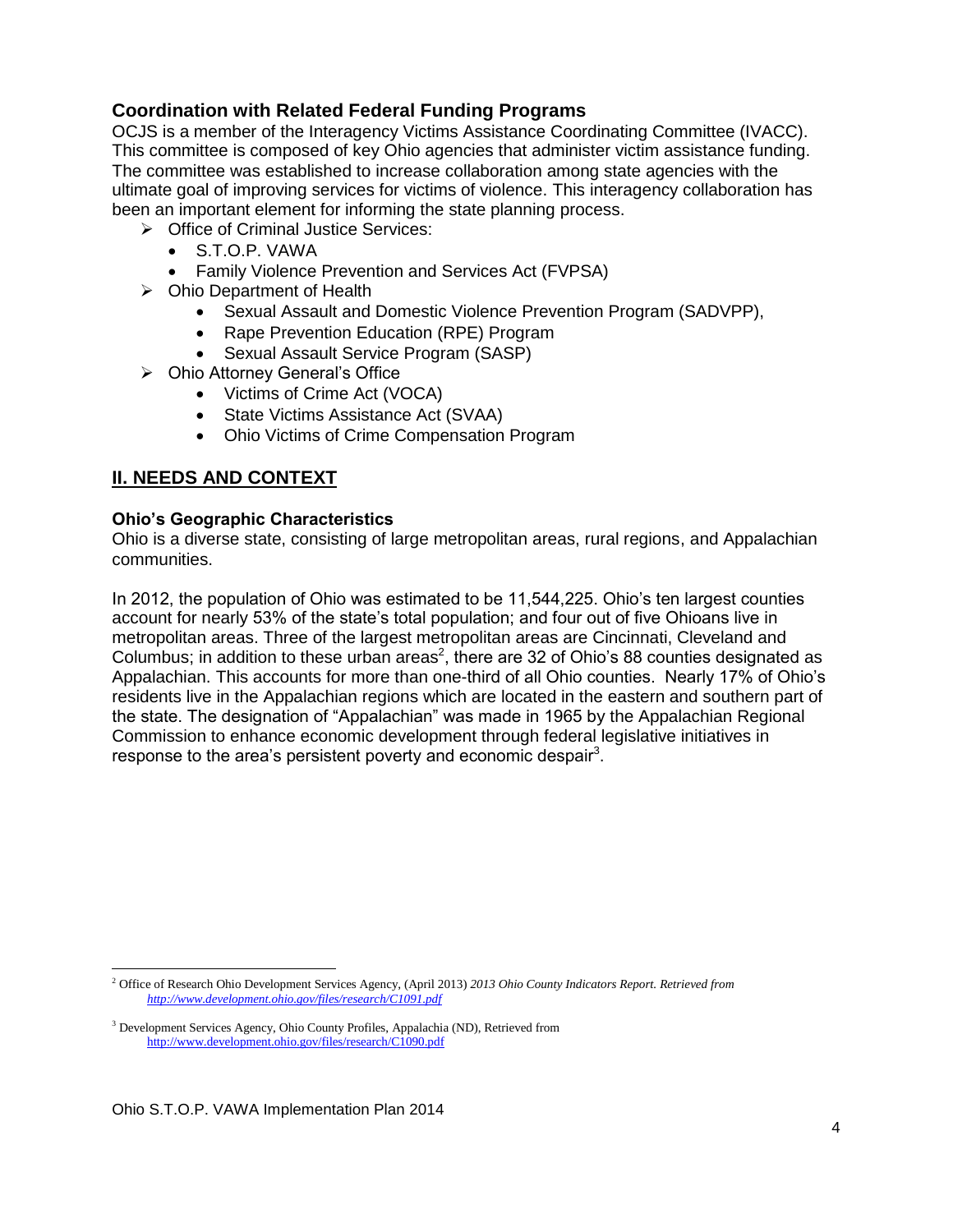### Coordination with Related Federal Funding Programs

OCJS is a member of the Interagency Victims Assistance Coordinating Committee (IVACC). This committee is composed of key Ohio agencies that administer victim assistance funding. The committee was established to increase collaboration among state agencies with the ultimate goal of improving services for victims of violence. This interagency collaboration has been an important element for informing the state planning process.

- Office of Criminal Justice Services:
  - S.T.O.P. VAWA
  - Family Violence Prevention and Services Act (FVPSA)
- Ohio Department of Health
  - Sexual Assault and Domestic Violence Prevention Program (SADVPP),
  - Rape Prevention Education (RPE) Program
  - Sexual Assault Service Program (SASP)
- Ohio Attorney General's Office
  - Victims of Crime Act (VOCA)
  - State Victims Assistance Act (SVAA)
  - Ohio Victims of Crime Compensation Program

## II. NEEDS AND CONTEXT

### Ohio's Geographic Characteristics

Ohio is a diverse state, consisting of large metropolitan areas, rural regions, and Appalachian communities.

In 2012, the population of Ohio was estimated to be 11,544,225. Ohio's ten largest counties account for nearly 53% of the state's total population; and four out of five Ohioans live in metropolitan areas. Three of the largest metropolitan areas are Cincinnati, Cleveland and Columbus; in addition to these urban areas[2], there are 32 of Ohio's 88 counties designated as Appalachian. This accounts for more than one-third of all Ohio counties. Nearly 17% of Ohio's residents live in the Appalachian regions which are located in the eastern and southern part of the state. The designation of "Appalachian" was made in 1965 by the Appalachian Regional Commission to enhance economic development through federal legislative initiatives in response to the area's persistent poverty and economic despair[3].

---

[2] Office of Research Ohio Development Services Agency, (April 2013) *2013 Ohio County Indicators Report. Retrieved from* *http://www.development.ohio.gov/files/research/C1091.pdf*

[3] Development Services Agency, Ohio County Profiles, Appalachia (ND), Retrieved from http://www.development.ohio.gov/files/research/C1090.pdf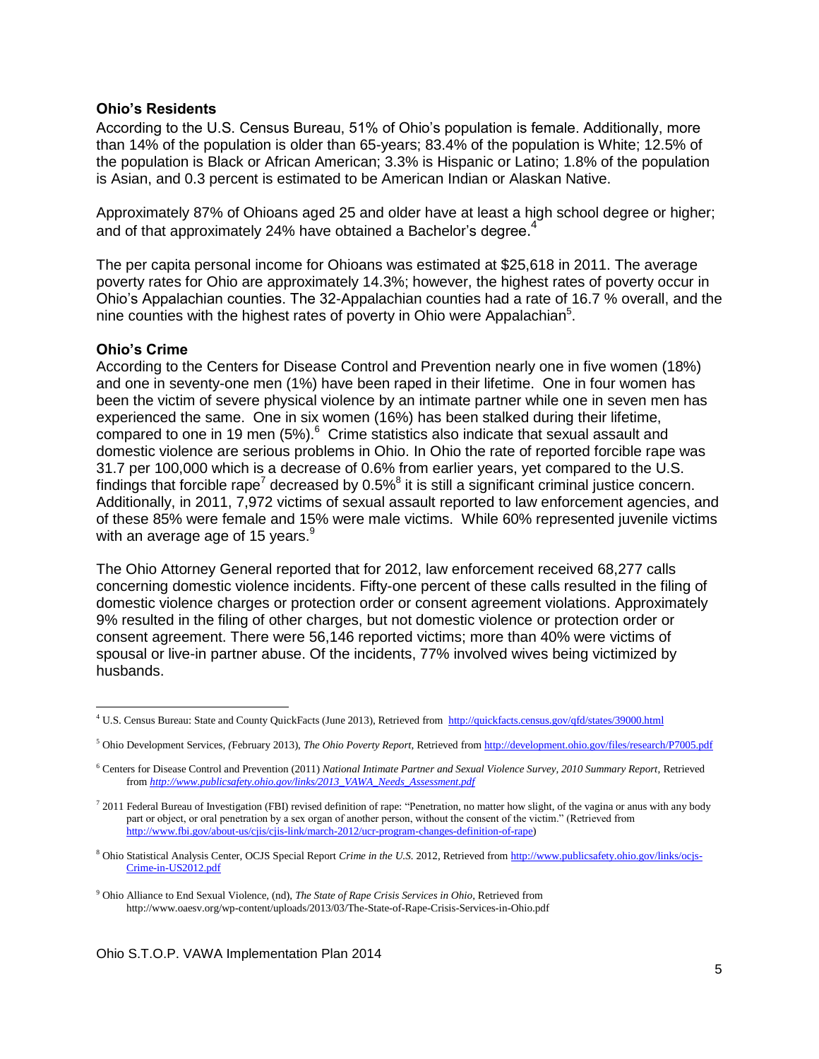### Ohio's Residents

According to the U.S. Census Bureau, 51% of Ohio's population is female. Additionally, more than 14% of the population is older than 65-years; 83.4% of the population is White; 12.5% of the population is Black or African American; 3.3% is Hispanic or Latino; 1.8% of the population is Asian, and 0.3 percent is estimated to be American Indian or Alaskan Native.

Approximately 87% of Ohioans aged 25 and older have at least a high school degree or higher; and of that approximately 24% have obtained a Bachelor's degree.[4]

The per capita personal income for Ohioans was estimated at $25,618 in 2011. The average poverty rates for Ohio are approximately 14.3%; however, the highest rates of poverty occur in Ohio's Appalachian counties. The 32-Appalachian counties had a rate of 16.7 % overall, and the nine counties with the highest rates of poverty in Ohio were Appalachian[5].

### Ohio's Crime

According to the Centers for Disease Control and Prevention nearly one in five women (18%) and one in seventy-one men (1%) have been raped in their lifetime. One in four women has been the victim of severe physical violence by an intimate partner while one in seven men has experienced the same. One in six women (16%) has been stalked during their lifetime, compared to one in 19 men (5%).[6] Crime statistics also indicate that sexual assault and domestic violence are serious problems in Ohio. In Ohio the rate of reported forcible rape was 31.7 per 100,000 which is a decrease of 0.6% from earlier years, yet compared to the U.S. findings that forcible rape[7] decreased by 0.5%[8] it is still a significant criminal justice concern. Additionally, in 2011, 7,972 victims of sexual assault reported to law enforcement agencies, and of these 85% were female and 15% were male victims. While 60% represented juvenile victims with an average age of 15 years.[9]

The Ohio Attorney General reported that for 2012, law enforcement received 68,277 calls concerning domestic violence incidents. Fifty-one percent of these calls resulted in the filing of domestic violence charges or protection order or consent agreement violations. Approximately 9% resulted in the filing of other charges, but not domestic violence or protection order or consent agreement. There were 56,146 reported victims; more than 40% were victims of spousal or live-in partner abuse. Of the incidents, 77% involved wives being victimized by husbands.

---

[4] U.S. Census Bureau: State and County QuickFacts (June 2013), Retrieved from http://quickfacts.census.gov/qfd/states/39000.html

[5] Ohio Development Services, (February 2013), *The Ohio Poverty Report*, Retrieved from http://development.ohio.gov/files/research/P7005.pdf

[6] Centers for Disease Control and Prevention (2011) *National Intimate Partner and Sexual Violence Survey, 2010 Summary Report*, Retrieved from *http://www.publicsafety.ohio.gov/links/2013_VAWA_Needs_Assessment.pdf*

[7] 2011 Federal Bureau of Investigation (FBI) revised definition of rape: "Penetration, no matter how slight, of the vagina or anus with any body part or object, or oral penetration by a sex organ of another person, without the consent of the victim." (Retrieved from http://www.fbi.gov/about-us/cjis/cjis-link/march-2012/ucr-program-changes-definition-of-rape)

[8] Ohio Statistical Analysis Center, OCJS Special Report *Crime in the U.S.* 2012, Retrieved from http://www.publicsafety.ohio.gov/links/ocjs-Crime-in-US2012.pdf

[9] Ohio Alliance to End Sexual Violence, (nd), *The State of Rape Crisis Services in Ohio*, Retrieved from http://www.oaesv.org/wp-content/uploads/2013/03/The-State-of-Rape-Crisis-Services-in-Ohio.pdf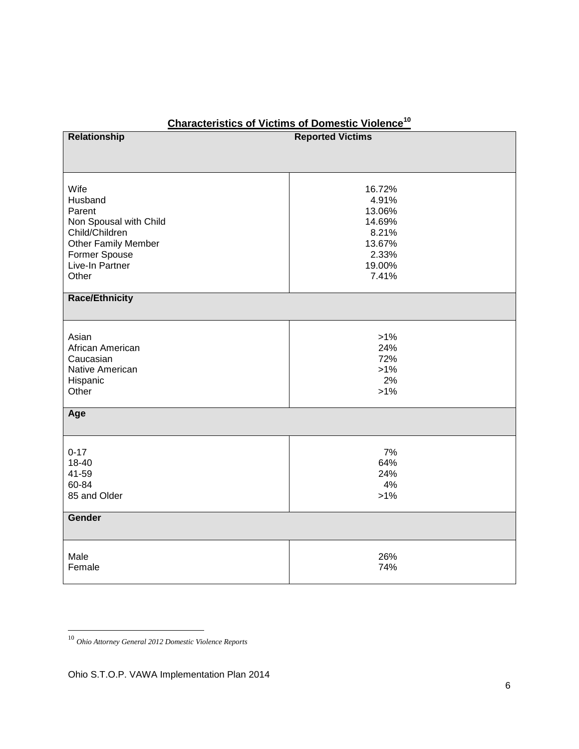**Characteristics of Victims of Domestic Violence**[10]

| Relationship | Reported Victims |
|---|---|
| Wife | 16.72% |
| Husband | 4.91% |
| Parent | 13.06% |
| Non Spousal with Child | 14.69% |
| Child/Children | 8.21% |
| Other Family Member | 13.67% |
| Former Spouse | 2.33% |
| Live-In Partner | 19.00% |
| Other | 7.41% |
| **Race/Ethnicity** | |
| Asian | >1% |
| African American | 24% |
| Caucasian | 72% |
| Native American | >1% |
| Hispanic | 2% |
| Other | >1% |
| **Age** | |
| 0-17 | 7% |
| 18-40 | 64% |
| 41-59 | 24% |
| 60-84 | 4% |
| 85 and Older | >1% |
| **Gender** | |
| Male | 26% |
| Female | 74% |

[10] *Ohio Attorney General 2012 Domestic Violence Reports*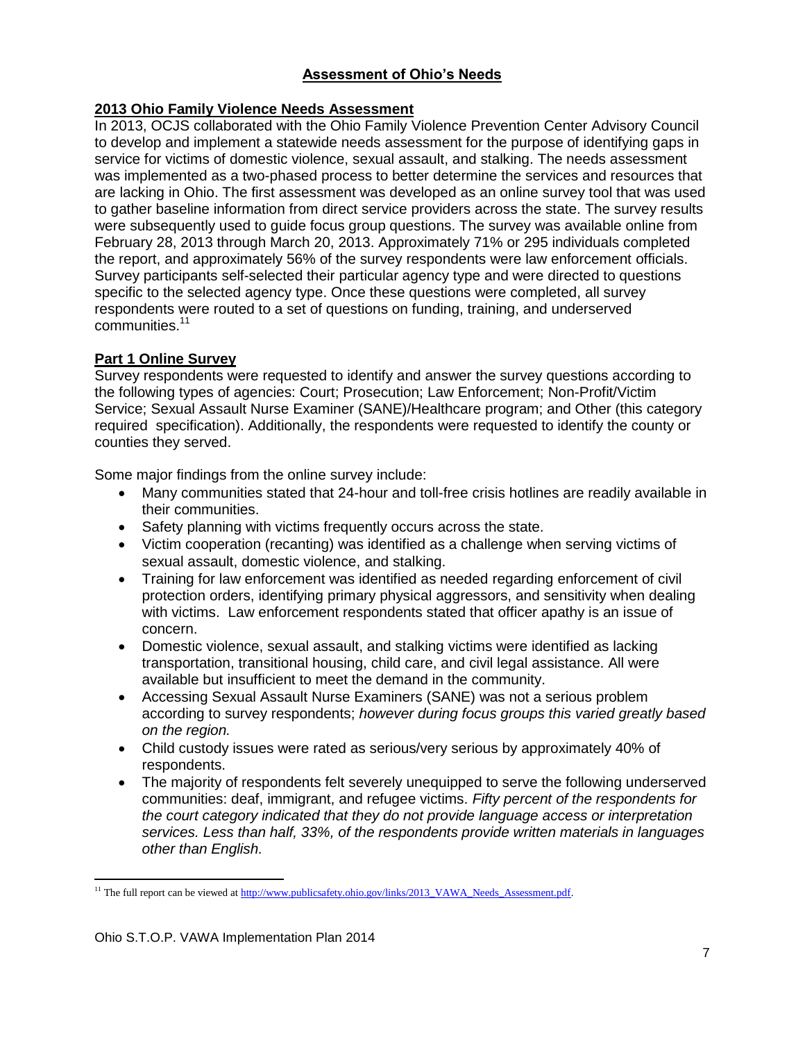# Assessment of Ohio's Needs

## 2013 Ohio Family Violence Needs Assessment

In 2013, OCJS collaborated with the Ohio Family Violence Prevention Center Advisory Council to develop and implement a statewide needs assessment for the purpose of identifying gaps in service for victims of domestic violence, sexual assault, and stalking. The needs assessment was implemented as a two-phased process to better determine the services and resources that are lacking in Ohio. The first assessment was developed as an online survey tool that was used to gather baseline information from direct service providers across the state. The survey results were subsequently used to guide focus group questions. The survey was available online from February 28, 2013 through March 20, 2013. Approximately 71% or 295 individuals completed the report, and approximately 56% of the survey respondents were law enforcement officials. Survey participants self-selected their particular agency type and were directed to questions specific to the selected agency type. Once these questions were completed, all survey respondents were routed to a set of questions on funding, training, and underserved communities.[11]

## Part 1 Online Survey

Survey respondents were requested to identify and answer the survey questions according to the following types of agencies: Court; Prosecution; Law Enforcement; Non-Profit/Victim Service; Sexual Assault Nurse Examiner (SANE)/Healthcare program; and Other (this category required specification). Additionally, the respondents were requested to identify the county or counties they served.

Some major findings from the online survey include:

- Many communities stated that 24-hour and toll-free crisis hotlines are readily available in their communities.
- Safety planning with victims frequently occurs across the state.
- Victim cooperation (recanting) was identified as a challenge when serving victims of sexual assault, domestic violence, and stalking.
- Training for law enforcement was identified as needed regarding enforcement of civil protection orders, identifying primary physical aggressors, and sensitivity when dealing with victims. Law enforcement respondents stated that officer apathy is an issue of concern.
- Domestic violence, sexual assault, and stalking victims were identified as lacking transportation, transitional housing, child care, and civil legal assistance. All were available but insufficient to meet the demand in the community.
- Accessing Sexual Assault Nurse Examiners (SANE) was not a serious problem according to survey respondents; *however during focus groups this varied greatly based on the region.*
- Child custody issues were rated as serious/very serious by approximately 40% of respondents.
- The majority of respondents felt severely unequipped to serve the following underserved communities: deaf, immigrant, and refugee victims. *Fifty percent of the respondents for the court category indicated that they do not provide language access or interpretation services. Less than half, 33%, of the respondents provide written materials in languages other than English.*

---

[11] The full report can be viewed at http://www.publicsafety.ohio.gov/links/2013_VAWA_Needs_Assessment.pdf.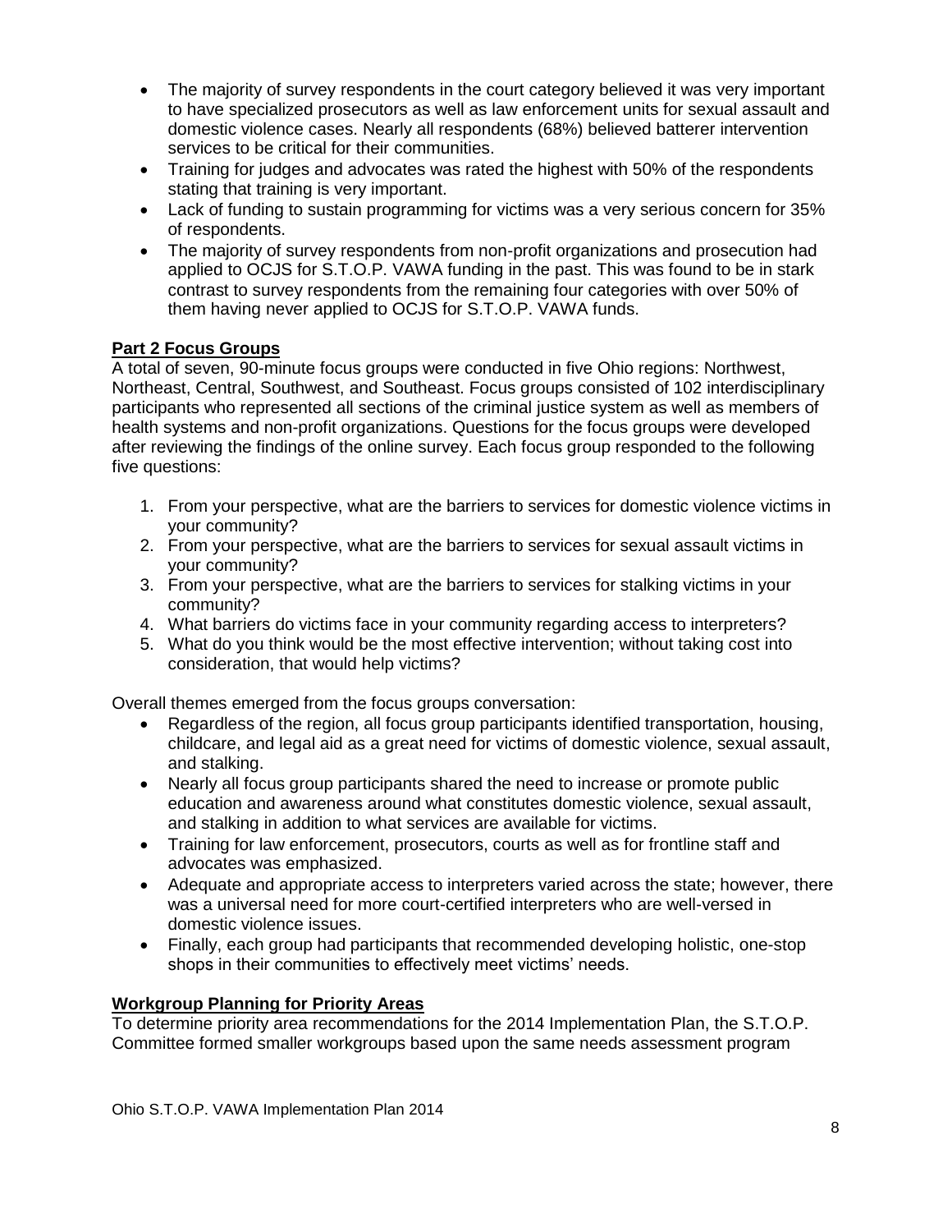- The majority of survey respondents in the court category believed it was very important to have specialized prosecutors as well as law enforcement units for sexual assault and domestic violence cases. Nearly all respondents (68%) believed batterer intervention services to be critical for their communities.
- Training for judges and advocates was rated the highest with 50% of the respondents stating that training is very important.
- Lack of funding to sustain programming for victims was a very serious concern for 35% of respondents.
- The majority of survey respondents from non-profit organizations and prosecution had applied to OCJS for S.T.O.P. VAWA funding in the past. This was found to be in stark contrast to survey respondents from the remaining four categories with over 50% of them having never applied to OCJS for S.T.O.P. VAWA funds.

**Part 2 Focus Groups**

A total of seven, 90-minute focus groups were conducted in five Ohio regions: Northwest, Northeast, Central, Southwest, and Southeast. Focus groups consisted of 102 interdisciplinary participants who represented all sections of the criminal justice system as well as members of health systems and non-profit organizations. Questions for the focus groups were developed after reviewing the findings of the online survey. Each focus group responded to the following five questions:

1. From your perspective, what are the barriers to services for domestic violence victims in your community?
2. From your perspective, what are the barriers to services for sexual assault victims in your community?
3. From your perspective, what are the barriers to services for stalking victims in your community?
4. What barriers do victims face in your community regarding access to interpreters?
5. What do you think would be the most effective intervention; without taking cost into consideration, that would help victims?

Overall themes emerged from the focus groups conversation:

- Regardless of the region, all focus group participants identified transportation, housing, childcare, and legal aid as a great need for victims of domestic violence, sexual assault, and stalking.
- Nearly all focus group participants shared the need to increase or promote public education and awareness around what constitutes domestic violence, sexual assault, and stalking in addition to what services are available for victims.
- Training for law enforcement, prosecutors, courts as well as for frontline staff and advocates was emphasized.
- Adequate and appropriate access to interpreters varied across the state; however, there was a universal need for more court-certified interpreters who are well-versed in domestic violence issues.
- Finally, each group had participants that recommended developing holistic, one-stop shops in their communities to effectively meet victims' needs.

**Workgroup Planning for Priority Areas**

To determine priority area recommendations for the 2014 Implementation Plan, the S.T.O.P. Committee formed smaller workgroups based upon the same needs assessment program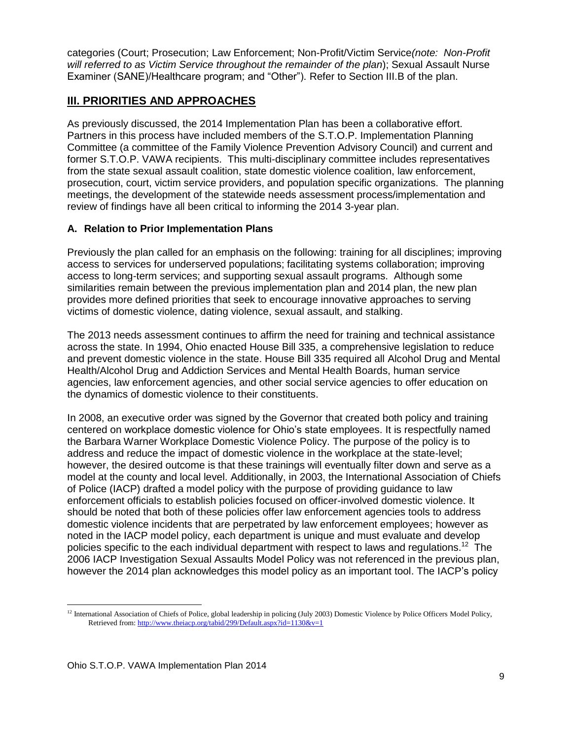categories (Court; Prosecution; Law Enforcement; Non-Profit/Victim Service*(note: Non-Profit will referred to as Victim Service throughout the remainder of the plan*); Sexual Assault Nurse Examiner (SANE)/Healthcare program; and "Other"). Refer to Section III.B of the plan.

## III. PRIORITIES AND APPROACHES

As previously discussed, the 2014 Implementation Plan has been a collaborative effort. Partners in this process have included members of the S.T.O.P. Implementation Planning Committee (a committee of the Family Violence Prevention Advisory Council) and current and former S.T.O.P. VAWA recipients. This multi-disciplinary committee includes representatives from the state sexual assault coalition, state domestic violence coalition, law enforcement, prosecution, court, victim service providers, and population specific organizations. The planning meetings, the development of the statewide needs assessment process/implementation and review of findings have all been critical to informing the 2014 3-year plan.

### A. Relation to Prior Implementation Plans

Previously the plan called for an emphasis on the following: training for all disciplines; improving access to services for underserved populations; facilitating systems collaboration; improving access to long-term services; and supporting sexual assault programs. Although some similarities remain between the previous implementation plan and 2014 plan, the new plan provides more defined priorities that seek to encourage innovative approaches to serving victims of domestic violence, dating violence, sexual assault, and stalking.

The 2013 needs assessment continues to affirm the need for training and technical assistance across the state. In 1994, Ohio enacted House Bill 335, a comprehensive legislation to reduce and prevent domestic violence in the state. House Bill 335 required all Alcohol Drug and Mental Health/Alcohol Drug and Addiction Services and Mental Health Boards, human service agencies, law enforcement agencies, and other social service agencies to offer education on the dynamics of domestic violence to their constituents.

In 2008, an executive order was signed by the Governor that created both policy and training centered on workplace domestic violence for Ohio's state employees. It is respectfully named the Barbara Warner Workplace Domestic Violence Policy. The purpose of the policy is to address and reduce the impact of domestic violence in the workplace at the state-level; however, the desired outcome is that these trainings will eventually filter down and serve as a model at the county and local level. Additionally, in 2003, the International Association of Chiefs of Police (IACP) drafted a model policy with the purpose of providing guidance to law enforcement officials to establish policies focused on officer-involved domestic violence. It should be noted that both of these policies offer law enforcement agencies tools to address domestic violence incidents that are perpetrated by law enforcement employees; however as noted in the IACP model policy, each department is unique and must evaluate and develop policies specific to the each individual department with respect to laws and regulations.[12] The 2006 IACP Investigation Sexual Assaults Model Policy was not referenced in the previous plan, however the 2014 plan acknowledges this model policy as an important tool. The IACP's policy

[12] International Association of Chiefs of Police, global leadership in policing (July 2003) Domestic Violence by Police Officers Model Policy, Retrieved from: http://www.theiacp.org/tabid/299/Default.aspx?id=1130&v=1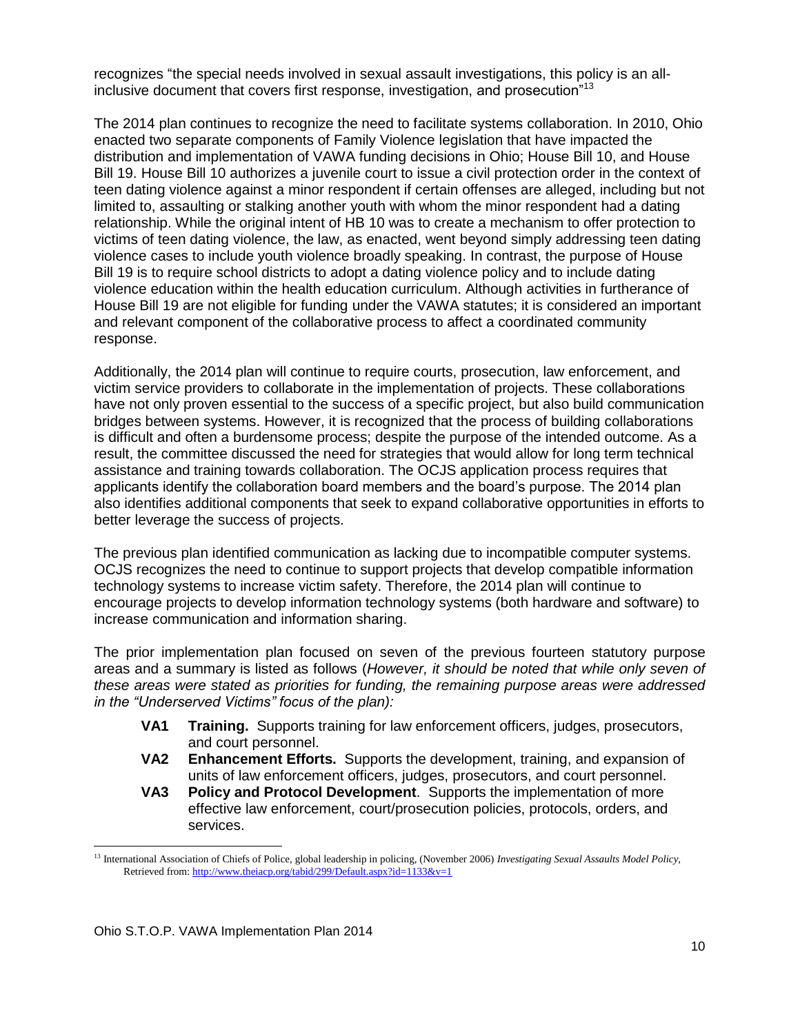recognizes "the special needs involved in sexual assault investigations, this policy is an all-inclusive document that covers first response, investigation, and prosecution"[13]

The 2014 plan continues to recognize the need to facilitate systems collaboration. In 2010, Ohio enacted two separate components of Family Violence legislation that have impacted the distribution and implementation of VAWA funding decisions in Ohio; House Bill 10, and House Bill 19. House Bill 10 authorizes a juvenile court to issue a civil protection order in the context of teen dating violence against a minor respondent if certain offenses are alleged, including but not limited to, assaulting or stalking another youth with whom the minor respondent had a dating relationship. While the original intent of HB 10 was to create a mechanism to offer protection to victims of teen dating violence, the law, as enacted, went beyond simply addressing teen dating violence cases to include youth violence broadly speaking. In contrast, the purpose of House Bill 19 is to require school districts to adopt a dating violence policy and to include dating violence education within the health education curriculum. Although activities in furtherance of House Bill 19 are not eligible for funding under the VAWA statutes; it is considered an important and relevant component of the collaborative process to affect a coordinated community response.

Additionally, the 2014 plan will continue to require courts, prosecution, law enforcement, and victim service providers to collaborate in the implementation of projects. These collaborations have not only proven essential to the success of a specific project, but also build communication bridges between systems. However, it is recognized that the process of building collaborations is difficult and often a burdensome process; despite the purpose of the intended outcome. As a result, the committee discussed the need for strategies that would allow for long term technical assistance and training towards collaboration. The OCJS application process requires that applicants identify the collaboration board members and the board's purpose. The 2014 plan also identifies additional components that seek to expand collaborative opportunities in efforts to better leverage the success of projects.

The previous plan identified communication as lacking due to incompatible computer systems. OCJS recognizes the need to continue to support projects that develop compatible information technology systems to increase victim safety. Therefore, the 2014 plan will continue to encourage projects to develop information technology systems (both hardware and software) to increase communication and information sharing.

The prior implementation plan focused on seven of the previous fourteen statutory purpose areas and a summary is listed as follows (*However, it should be noted that while only seven of these areas were stated as priorities for funding, the remaining purpose areas were addressed in the "Underserved Victims" focus of the plan):*

- **VA1 Training.** Supports training for law enforcement officers, judges, prosecutors, and court personnel.
- **VA2 Enhancement Efforts.** Supports the development, training, and expansion of units of law enforcement officers, judges, prosecutors, and court personnel.
- **VA3 Policy and Protocol Development**. Supports the implementation of more effective law enforcement, court/prosecution policies, protocols, orders, and services.

[13] International Association of Chiefs of Police, global leadership in policing, (November 2006) *Investigating Sexual Assaults Model Policy*, Retrieved from: http://www.theiacp.org/tabid/299/Default.aspx?id=1133&v=1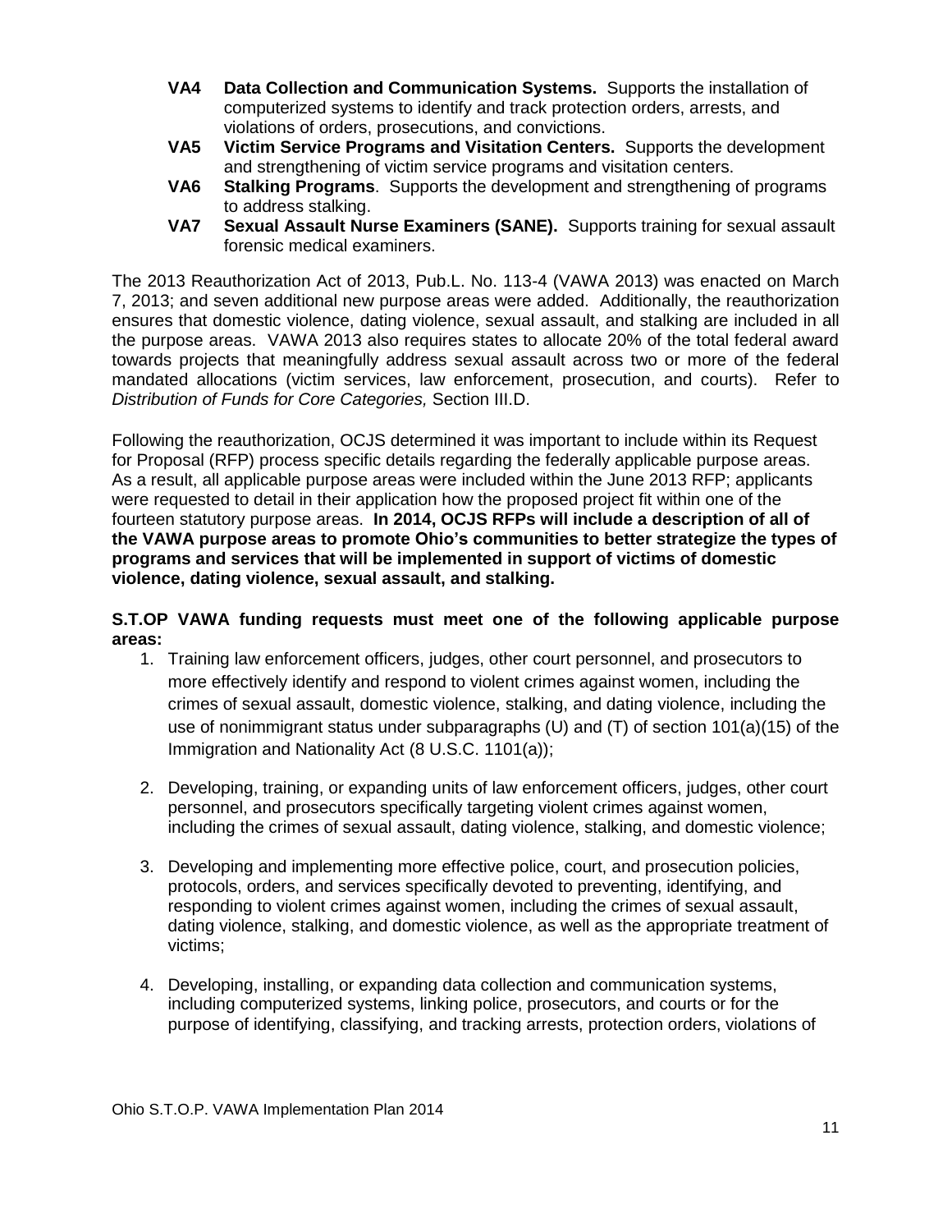- **VA4 Data Collection and Communication Systems.** Supports the installation of computerized systems to identify and track protection orders, arrests, and violations of orders, prosecutions, and convictions.
- **VA5 Victim Service Programs and Visitation Centers.** Supports the development and strengthening of victim service programs and visitation centers.
- **VA6 Stalking Programs**. Supports the development and strengthening of programs to address stalking.
- **VA7 Sexual Assault Nurse Examiners (SANE).** Supports training for sexual assault forensic medical examiners.

The 2013 Reauthorization Act of 2013, Pub.L. No. 113-4 (VAWA 2013) was enacted on March 7, 2013; and seven additional new purpose areas were added. Additionally, the reauthorization ensures that domestic violence, dating violence, sexual assault, and stalking are included in all the purpose areas. VAWA 2013 also requires states to allocate 20% of the total federal award towards projects that meaningfully address sexual assault across two or more of the federal mandated allocations (victim services, law enforcement, prosecution, and courts). Refer to *Distribution of Funds for Core Categories,* Section III.D.

Following the reauthorization, OCJS determined it was important to include within its Request for Proposal (RFP) process specific details regarding the federally applicable purpose areas. As a result, all applicable purpose areas were included within the June 2013 RFP; applicants were requested to detail in their application how the proposed project fit within one of the fourteen statutory purpose areas. **In 2014, OCJS RFPs will include a description of all of the VAWA purpose areas to promote Ohio's communities to better strategize the types of programs and services that will be implemented in support of victims of domestic violence, dating violence, sexual assault, and stalking.**

**S.T.OP VAWA funding requests must meet one of the following applicable purpose areas:**

1. Training law enforcement officers, judges, other court personnel, and prosecutors to more effectively identify and respond to violent crimes against women, including the crimes of sexual assault, domestic violence, stalking, and dating violence, including the use of nonimmigrant status under subparagraphs (U) and (T) of section 101(a)(15) of the Immigration and Nationality Act (8 U.S.C. 1101(a));

2. Developing, training, or expanding units of law enforcement officers, judges, other court personnel, and prosecutors specifically targeting violent crimes against women, including the crimes of sexual assault, dating violence, stalking, and domestic violence;

3. Developing and implementing more effective police, court, and prosecution policies, protocols, orders, and services specifically devoted to preventing, identifying, and responding to violent crimes against women, including the crimes of sexual assault, dating violence, stalking, and domestic violence, as well as the appropriate treatment of victims;

4. Developing, installing, or expanding data collection and communication systems, including computerized systems, linking police, prosecutors, and courts or for the purpose of identifying, classifying, and tracking arrests, protection orders, violations of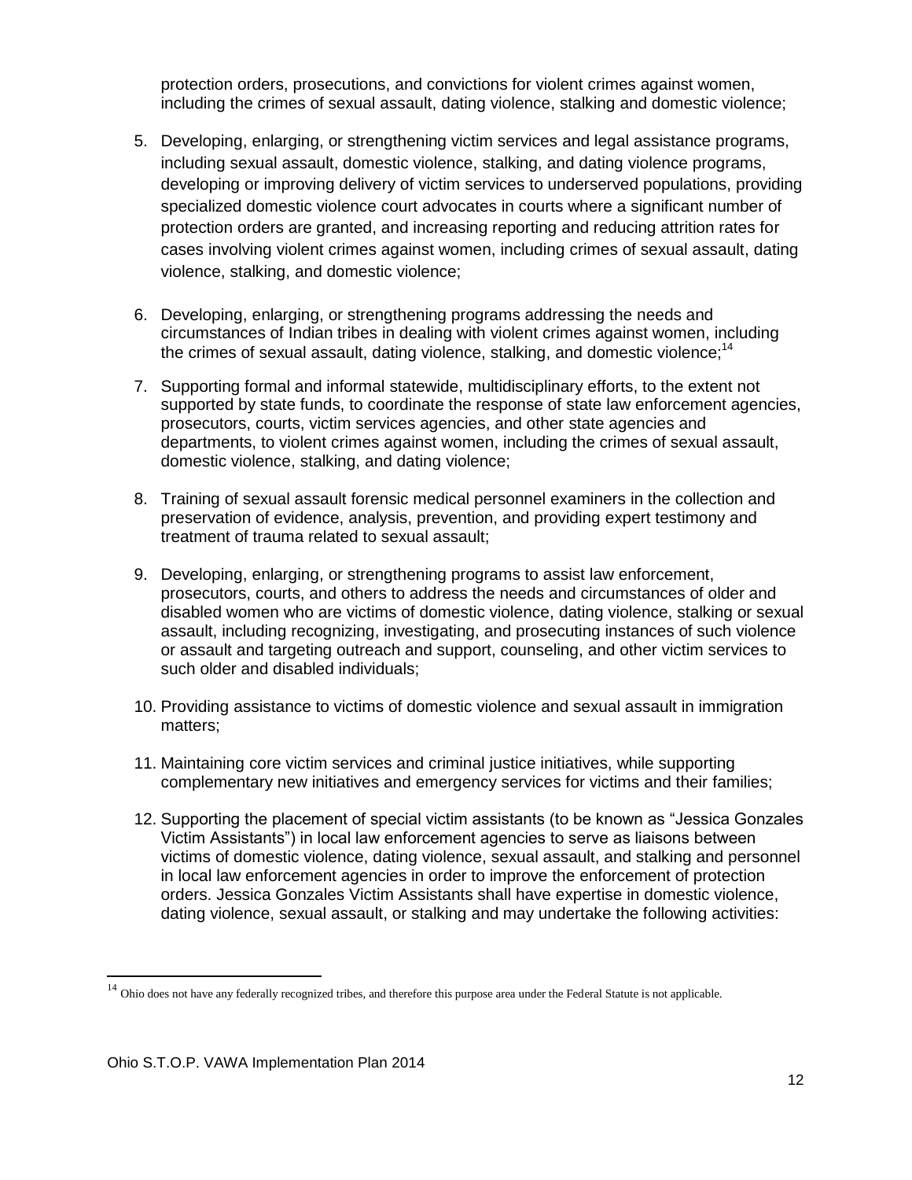protection orders, prosecutions, and convictions for violent crimes against women, including the crimes of sexual assault, dating violence, stalking and domestic violence;

5. Developing, enlarging, or strengthening victim services and legal assistance programs, including sexual assault, domestic violence, stalking, and dating violence programs, developing or improving delivery of victim services to underserved populations, providing specialized domestic violence court advocates in courts where a significant number of protection orders are granted, and increasing reporting and reducing attrition rates for cases involving violent crimes against women, including crimes of sexual assault, dating violence, stalking, and domestic violence;

6. Developing, enlarging, or strengthening programs addressing the needs and circumstances of Indian tribes in dealing with violent crimes against women, including the crimes of sexual assault, dating violence, stalking, and domestic violence;[14]

7. Supporting formal and informal statewide, multidisciplinary efforts, to the extent not supported by state funds, to coordinate the response of state law enforcement agencies, prosecutors, courts, victim services agencies, and other state agencies and departments, to violent crimes against women, including the crimes of sexual assault, domestic violence, stalking, and dating violence;

8. Training of sexual assault forensic medical personnel examiners in the collection and preservation of evidence, analysis, prevention, and providing expert testimony and treatment of trauma related to sexual assault;

9. Developing, enlarging, or strengthening programs to assist law enforcement, prosecutors, courts, and others to address the needs and circumstances of older and disabled women who are victims of domestic violence, dating violence, stalking or sexual assault, including recognizing, investigating, and prosecuting instances of such violence or assault and targeting outreach and support, counseling, and other victim services to such older and disabled individuals;

10. Providing assistance to victims of domestic violence and sexual assault in immigration matters;

11. Maintaining core victim services and criminal justice initiatives, while supporting complementary new initiatives and emergency services for victims and their families;

12. Supporting the placement of special victim assistants (to be known as "Jessica Gonzales Victim Assistants") in local law enforcement agencies to serve as liaisons between victims of domestic violence, dating violence, sexual assault, and stalking and personnel in local law enforcement agencies in order to improve the enforcement of protection orders. Jessica Gonzales Victim Assistants shall have expertise in domestic violence, dating violence, sexual assault, or stalking and may undertake the following activities:

---

[14] Ohio does not have any federally recognized tribes, and therefore this purpose area under the Federal Statute is not applicable.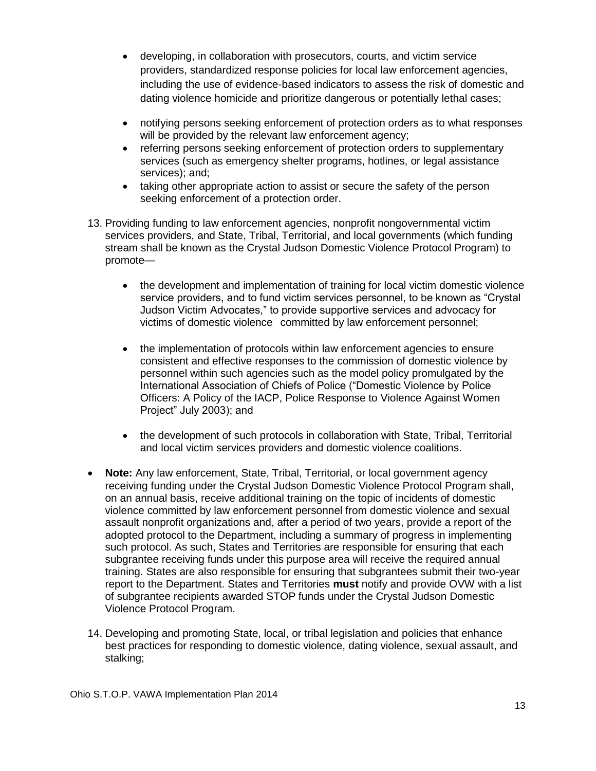- developing, in collaboration with prosecutors, courts, and victim service providers, standardized response policies for local law enforcement agencies, including the use of evidence-based indicators to assess the risk of domestic and dating violence homicide and prioritize dangerous or potentially lethal cases;
- notifying persons seeking enforcement of protection orders as to what responses will be provided by the relevant law enforcement agency;
- referring persons seeking enforcement of protection orders to supplementary services (such as emergency shelter programs, hotlines, or legal assistance services); and;
- taking other appropriate action to assist or secure the safety of the person seeking enforcement of a protection order.

13. Providing funding to law enforcement agencies, nonprofit nongovernmental victim services providers, and State, Tribal, Territorial, and local governments (which funding stream shall be known as the Crystal Judson Domestic Violence Protocol Program) to promote—

    - the development and implementation of training for local victim domestic violence service providers, and to fund victim services personnel, to be known as "Crystal Judson Victim Advocates," to provide supportive services and advocacy for victims of domestic violence committed by law enforcement personnel;
    - the implementation of protocols within law enforcement agencies to ensure consistent and effective responses to the commission of domestic violence by personnel within such agencies such as the model policy promulgated by the International Association of Chiefs of Police ("Domestic Violence by Police Officers: A Policy of the IACP, Police Response to Violence Against Women Project" July 2003); and
    - the development of such protocols in collaboration with State, Tribal, Territorial and local victim services providers and domestic violence coalitions.

- **Note:** Any law enforcement, State, Tribal, Territorial, or local government agency receiving funding under the Crystal Judson Domestic Violence Protocol Program shall, on an annual basis, receive additional training on the topic of incidents of domestic violence committed by law enforcement personnel from domestic violence and sexual assault nonprofit organizations and, after a period of two years, provide a report of the adopted protocol to the Department, including a summary of progress in implementing such protocol. As such, States and Territories are responsible for ensuring that each subgrantee receiving funds under this purpose area will receive the required annual training. States are also responsible for ensuring that subgrantees submit their two-year report to the Department. States and Territories **must** notify and provide OVW with a list of subgrantee recipients awarded STOP funds under the Crystal Judson Domestic Violence Protocol Program.

14. Developing and promoting State, local, or tribal legislation and policies that enhance best practices for responding to domestic violence, dating violence, sexual assault, and stalking;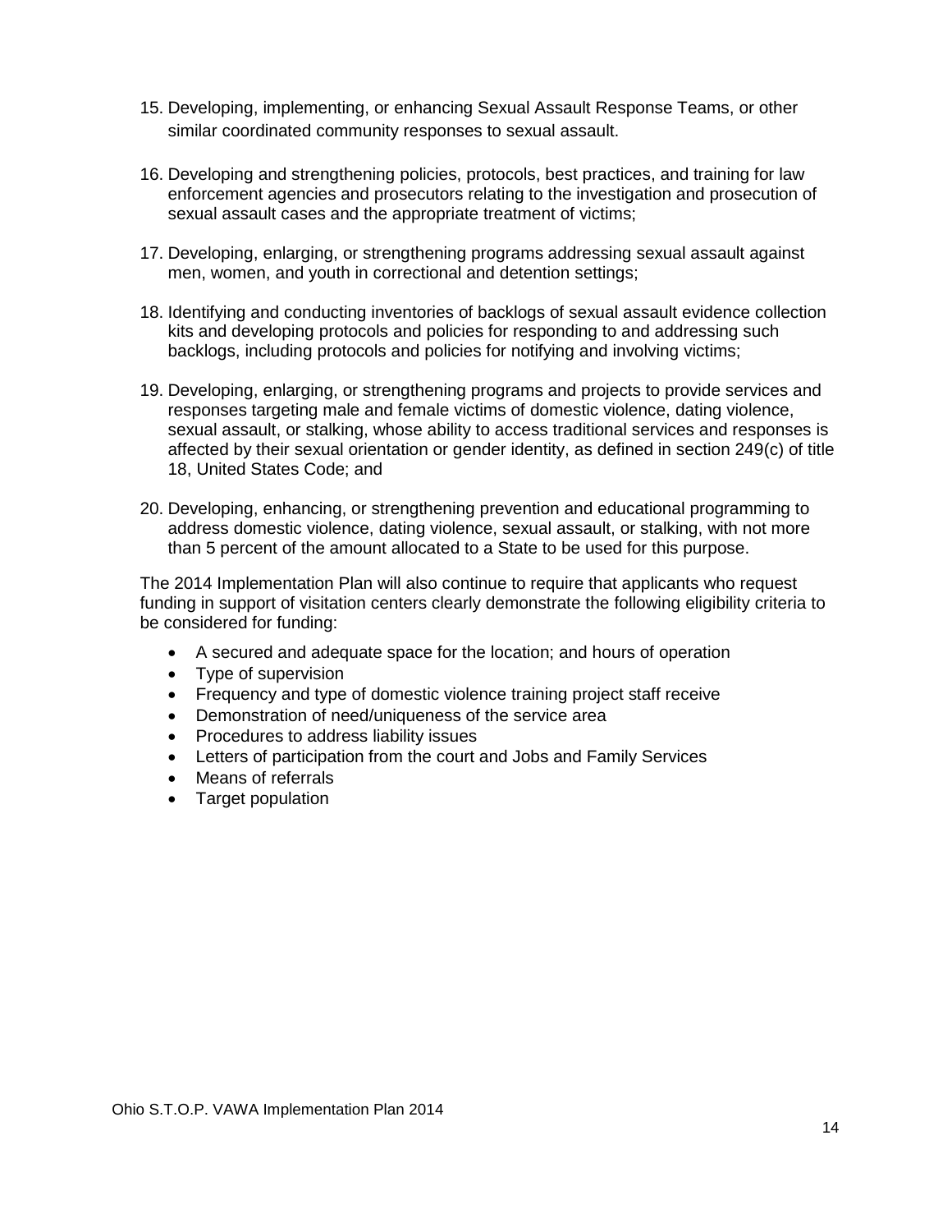15. Developing, implementing, or enhancing Sexual Assault Response Teams, or other similar coordinated community responses to sexual assault.

16. Developing and strengthening policies, protocols, best practices, and training for law enforcement agencies and prosecutors relating to the investigation and prosecution of sexual assault cases and the appropriate treatment of victims;

17. Developing, enlarging, or strengthening programs addressing sexual assault against men, women, and youth in correctional and detention settings;

18. Identifying and conducting inventories of backlogs of sexual assault evidence collection kits and developing protocols and policies for responding to and addressing such backlogs, including protocols and policies for notifying and involving victims;

19. Developing, enlarging, or strengthening programs and projects to provide services and responses targeting male and female victims of domestic violence, dating violence, sexual assault, or stalking, whose ability to access traditional services and responses is affected by their sexual orientation or gender identity, as defined in section 249(c) of title 18, United States Code; and

20. Developing, enhancing, or strengthening prevention and educational programming to address domestic violence, dating violence, sexual assault, or stalking, with not more than 5 percent of the amount allocated to a State to be used for this purpose.

The 2014 Implementation Plan will also continue to require that applicants who request funding in support of visitation centers clearly demonstrate the following eligibility criteria to be considered for funding:

- A secured and adequate space for the location; and hours of operation
- Type of supervision
- Frequency and type of domestic violence training project staff receive
- Demonstration of need/uniqueness of the service area
- Procedures to address liability issues
- Letters of participation from the court and Jobs and Family Services
- Means of referrals
- Target population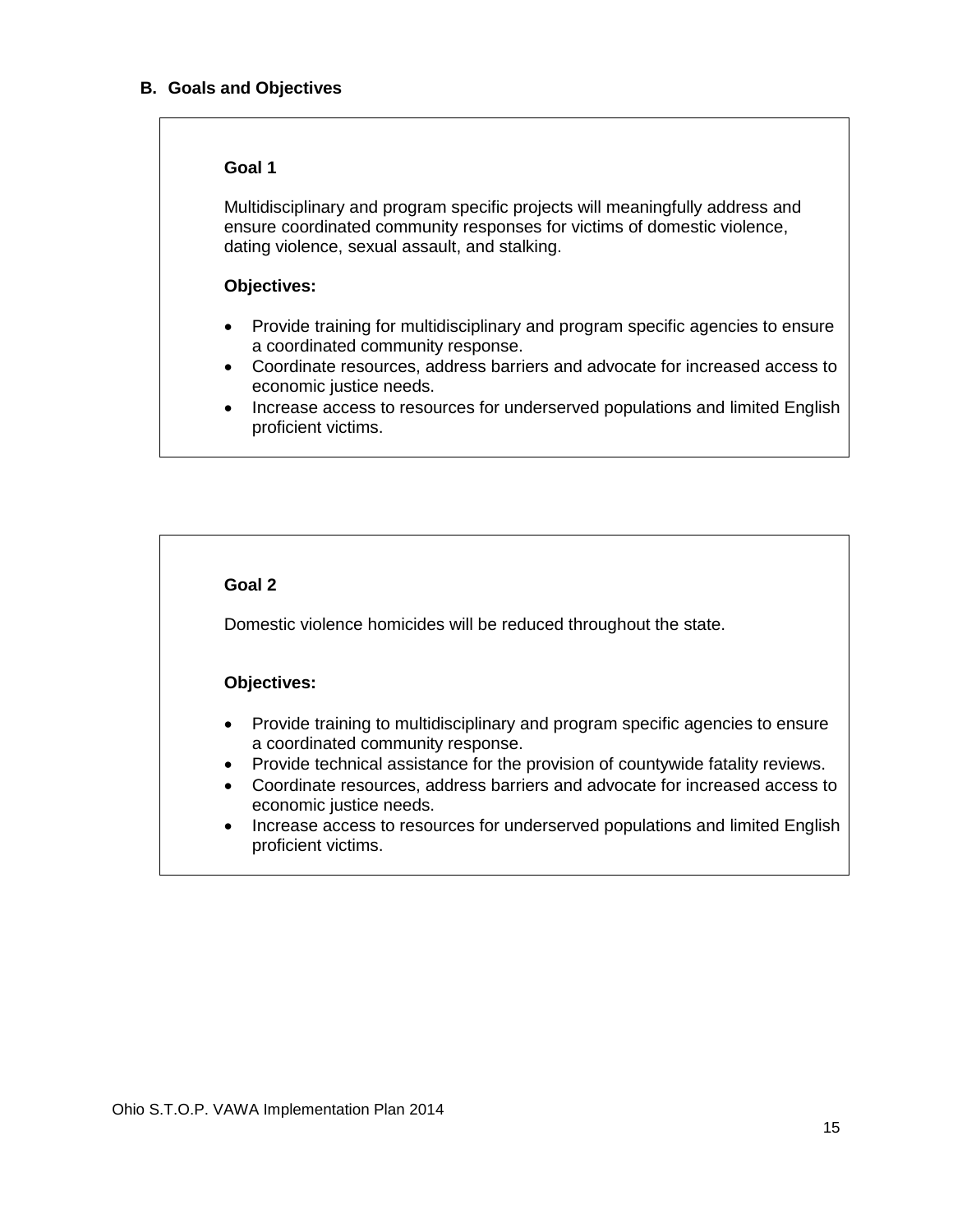## B. Goals and Objectives

**Goal 1**

Multidisciplinary and program specific projects will meaningfully address and ensure coordinated community responses for victims of domestic violence, dating violence, sexual assault, and stalking.

**Objectives:**

- Provide training for multidisciplinary and program specific agencies to ensure a coordinated community response.
- Coordinate resources, address barriers and advocate for increased access to economic justice needs.
- Increase access to resources for underserved populations and limited English proficient victims.

**Goal 2**

Domestic violence homicides will be reduced throughout the state.

**Objectives:**

- Provide training to multidisciplinary and program specific agencies to ensure a coordinated community response.
- Provide technical assistance for the provision of countywide fatality reviews.
- Coordinate resources, address barriers and advocate for increased access to economic justice needs.
- Increase access to resources for underserved populations and limited English proficient victims.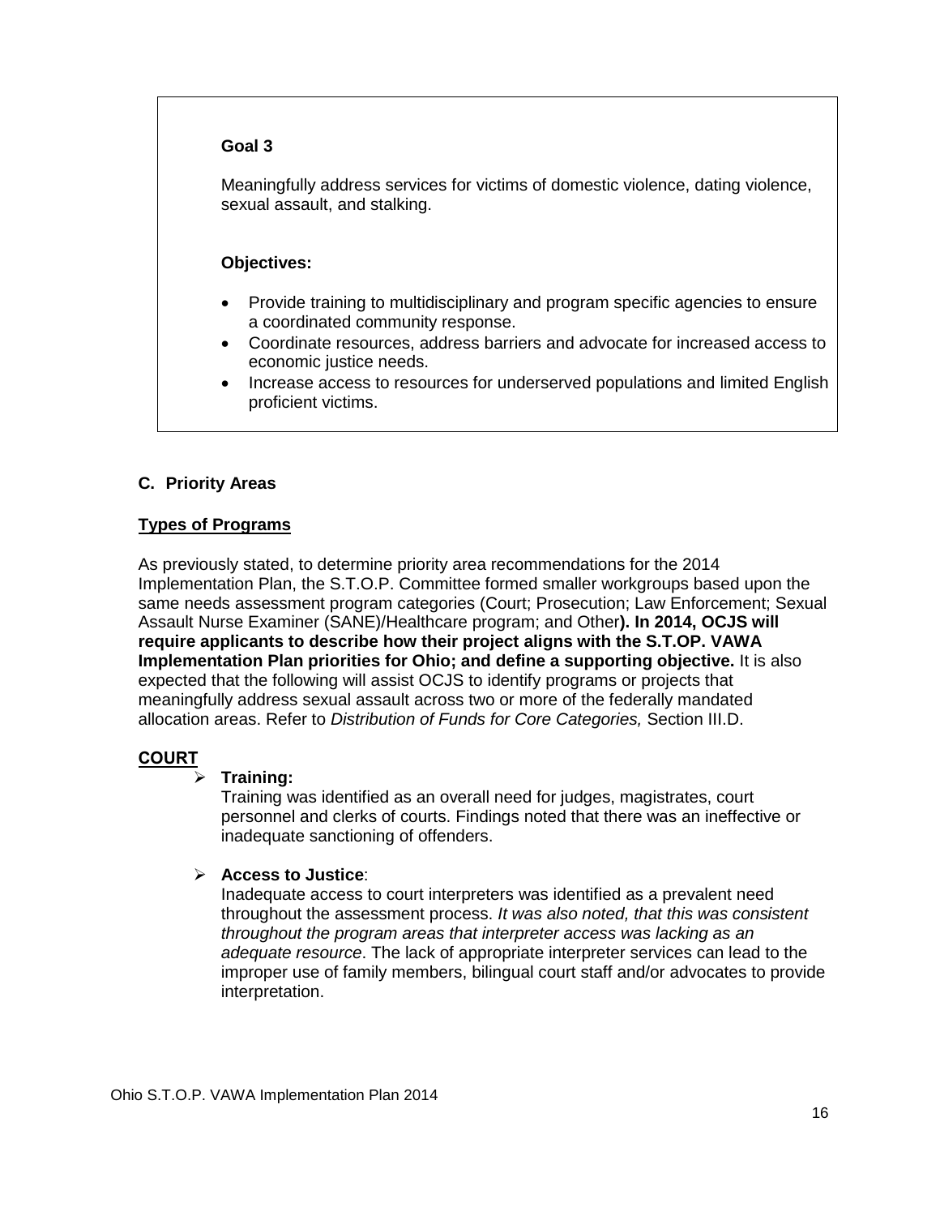**Goal 3**

Meaningfully address services for victims of domestic violence, dating violence, sexual assault, and stalking.

**Objectives:**

- Provide training to multidisciplinary and program specific agencies to ensure a coordinated community response.
- Coordinate resources, address barriers and advocate for increased access to economic justice needs.
- Increase access to resources for underserved populations and limited English proficient victims.

### C. Priority Areas

**Types of Programs**

As previously stated, to determine priority area recommendations for the 2014 Implementation Plan, the S.T.O.P. Committee formed smaller workgroups based upon the same needs assessment program categories (Court; Prosecution; Law Enforcement; Sexual Assault Nurse Examiner (SANE)/Healthcare program; and Other**). In 2014, OCJS will require applicants to describe how their project aligns with the S.T.OP. VAWA Implementation Plan priorities for Ohio; and define a supporting objective.** It is also expected that the following will assist OCJS to identify programs or projects that meaningfully address sexual assault across two or more of the federally mandated allocation areas. Refer to *Distribution of Funds for Core Categories,* Section III.D.

**COURT**

- **Training:**
  Training was identified as an overall need for judges, magistrates, court personnel and clerks of courts. Findings noted that there was an ineffective or inadequate sanctioning of offenders.

- **Access to Justice**:
  Inadequate access to court interpreters was identified as a prevalent need throughout the assessment process. *It was also noted, that this was consistent throughout the program areas that interpreter access was lacking as an adequate resource*. The lack of appropriate interpreter services can lead to the improper use of family members, bilingual court staff and/or advocates to provide interpretation.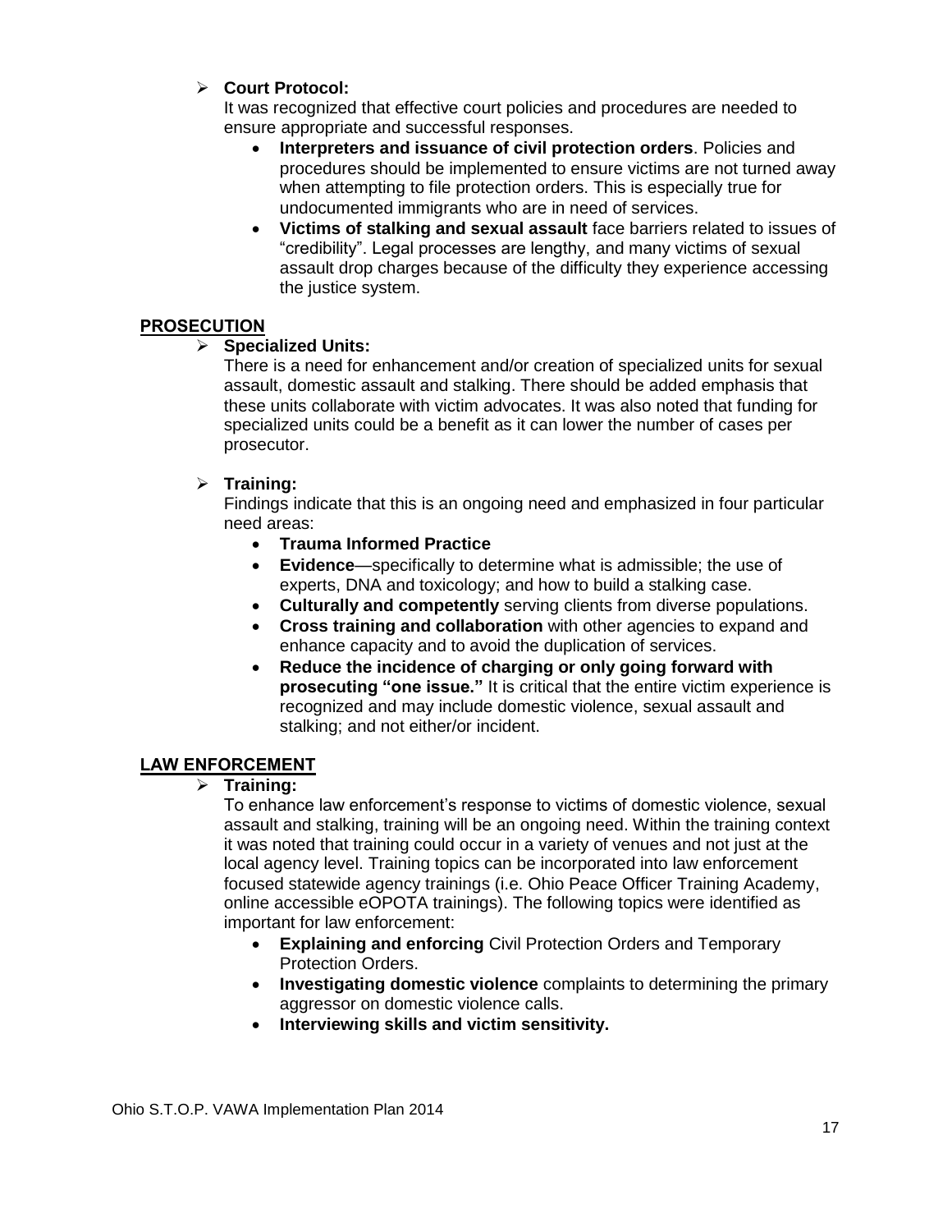- **Court Protocol:**
  It was recognized that effective court policies and procedures are needed to ensure appropriate and successful responses.
  - **Interpreters and issuance of civil protection orders**. Policies and procedures should be implemented to ensure victims are not turned away when attempting to file protection orders. This is especially true for undocumented immigrants who are in need of services.
  - **Victims of stalking and sexual assault** face barriers related to issues of "credibility". Legal processes are lengthy, and many victims of sexual assault drop charges because of the difficulty they experience accessing the justice system.

## PROSECUTION

- **Specialized Units:**
  There is a need for enhancement and/or creation of specialized units for sexual assault, domestic assault and stalking. There should be added emphasis that these units collaborate with victim advocates. It was also noted that funding for specialized units could be a benefit as it can lower the number of cases per prosecutor.

- **Training:**
  Findings indicate that this is an ongoing need and emphasized in four particular need areas:
  - **Trauma Informed Practice**
  - **Evidence**—specifically to determine what is admissible; the use of experts, DNA and toxicology; and how to build a stalking case.
  - **Culturally and competently** serving clients from diverse populations.
  - **Cross training and collaboration** with other agencies to expand and enhance capacity and to avoid the duplication of services.
  - **Reduce the incidence of charging or only going forward with prosecuting "one issue."** It is critical that the entire victim experience is recognized and may include domestic violence, sexual assault and stalking; and not either/or incident.

## LAW ENFORCEMENT

- **Training:**
  To enhance law enforcement's response to victims of domestic violence, sexual assault and stalking, training will be an ongoing need. Within the training context it was noted that training could occur in a variety of venues and not just at the local agency level. Training topics can be incorporated into law enforcement focused statewide agency trainings (i.e. Ohio Peace Officer Training Academy, online accessible eOPOTA trainings). The following topics were identified as important for law enforcement:
  - **Explaining and enforcing** Civil Protection Orders and Temporary Protection Orders.
  - **Investigating domestic violence** complaints to determining the primary aggressor on domestic violence calls.
  - **Interviewing skills and victim sensitivity.**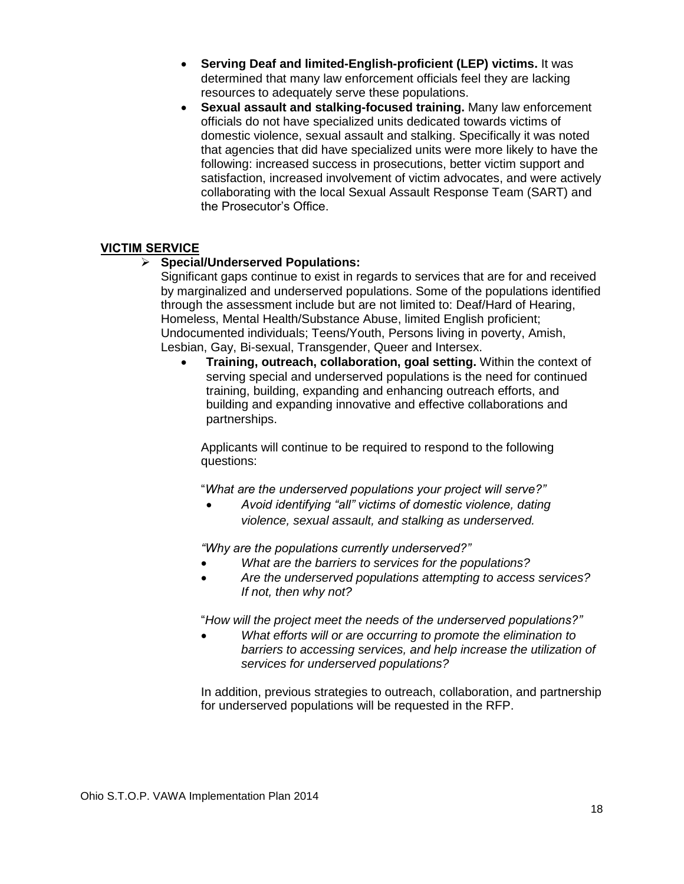- **Serving Deaf and limited-English-proficient (LEP) victims.** It was determined that many law enforcement officials feel they are lacking resources to adequately serve these populations.
- **Sexual assault and stalking-focused training.** Many law enforcement officials do not have specialized units dedicated towards victims of domestic violence, sexual assault and stalking. Specifically it was noted that agencies that did have specialized units were more likely to have the following: increased success in prosecutions, better victim support and satisfaction, increased involvement of victim advocates, and were actively collaborating with the local Sexual Assault Response Team (SART) and the Prosecutor's Office.

## VICTIM SERVICE

- **Special/Underserved Populations:**

  Significant gaps continue to exist in regards to services that are for and received by marginalized and underserved populations. Some of the populations identified through the assessment include but are not limited to: Deaf/Hard of Hearing, Homeless, Mental Health/Substance Abuse, limited English proficient; Undocumented individuals; Teens/Youth, Persons living in poverty, Amish, Lesbian, Gay, Bi-sexual, Transgender, Queer and Intersex.

  - **Training, outreach, collaboration, goal setting.** Within the context of serving special and underserved populations is the need for continued training, building, expanding and enhancing outreach efforts, and building and expanding innovative and effective collaborations and partnerships.

    Applicants will continue to be required to respond to the following questions:

    "*What are the underserved populations your project will serve?"*

    - *Avoid identifying "all" victims of domestic violence, dating violence, sexual assault, and stalking as underserved.*

    *"Why are the populations currently underserved?"*

    - *What are the barriers to services for the populations?*
    - *Are the underserved populations attempting to access services? If not, then why not?*

    "*How will the project meet the needs of the underserved populations?"*

    - *What efforts will or are occurring to promote the elimination to barriers to accessing services, and help increase the utilization of services for underserved populations?*

    In addition, previous strategies to outreach, collaboration, and partnership for underserved populations will be requested in the RFP.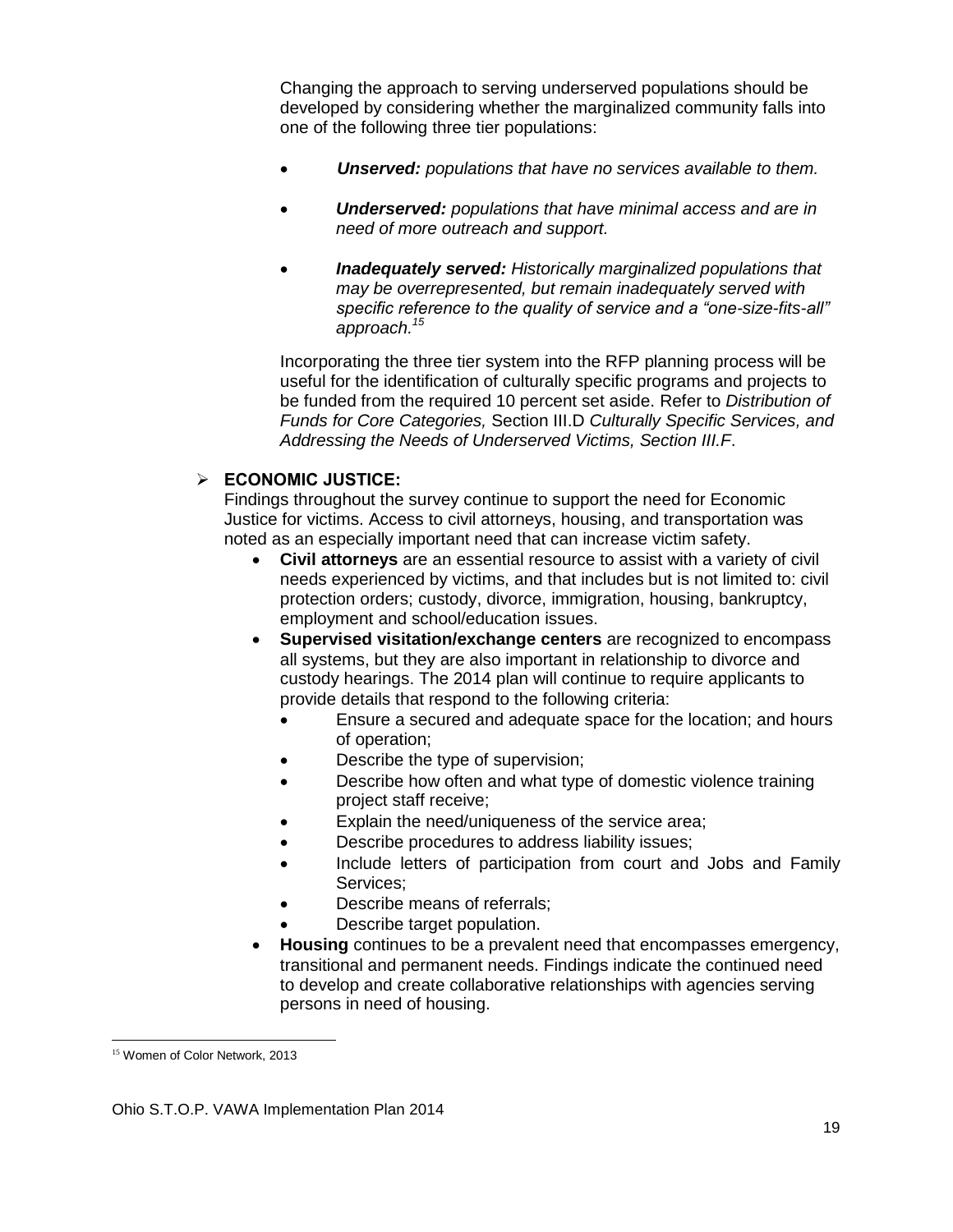Changing the approach to serving underserved populations should be developed by considering whether the marginalized community falls into one of the following three tier populations:

- ***Unserved:*** *populations that have no services available to them.*
- ***Underserved:*** *populations that have minimal access and are in need of more outreach and support.*
- ***Inadequately served:*** *Historically marginalized populations that may be overrepresented, but remain inadequately served with specific reference to the quality of service and a "one-size-fits-all" approach.*[15]

Incorporating the three tier system into the RFP planning process will be useful for the identification of culturally specific programs and projects to be funded from the required 10 percent set aside. Refer to *Distribution of Funds for Core Categories,* Section III.D *Culturally Specific Services, and Addressing the Needs of Underserved Victims, Section III.F*.

- **ECONOMIC JUSTICE:**

  Findings throughout the survey continue to support the need for Economic Justice for victims. Access to civil attorneys, housing, and transportation was noted as an especially important need that can increase victim safety.

  - **Civil attorneys** are an essential resource to assist with a variety of civil needs experienced by victims, and that includes but is not limited to: civil protection orders; custody, divorce, immigration, housing, bankruptcy, employment and school/education issues.
  - **Supervised visitation/exchange centers** are recognized to encompass all systems, but they are also important in relationship to divorce and custody hearings. The 2014 plan will continue to require applicants to provide details that respond to the following criteria:
    - Ensure a secured and adequate space for the location; and hours of operation;
    - Describe the type of supervision;
    - Describe how often and what type of domestic violence training project staff receive;
    - Explain the need/uniqueness of the service area;
    - Describe procedures to address liability issues;
    - Include letters of participation from court and Jobs and Family Services;
    - Describe means of referrals;
    - Describe target population.
  - **Housing** continues to be a prevalent need that encompasses emergency, transitional and permanent needs. Findings indicate the continued need to develop and create collaborative relationships with agencies serving persons in need of housing.

---

[15] Women of Color Network, 2013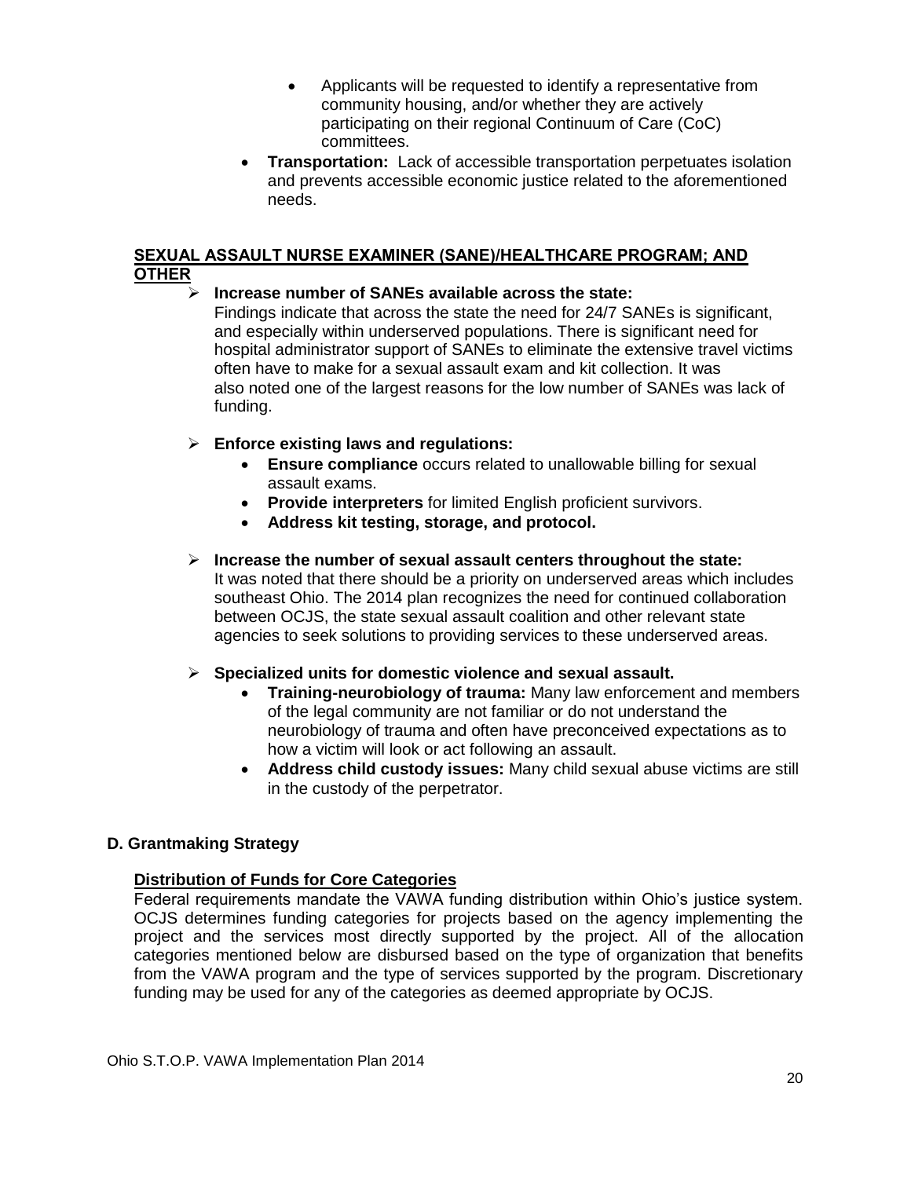- Applicants will be requested to identify a representative from community housing, and/or whether they are actively participating on their regional Continuum of Care (CoC) committees.
- **Transportation:** Lack of accessible transportation perpetuates isolation and prevents accessible economic justice related to the aforementioned needs.

**SEXUAL ASSAULT NURSE EXAMINER (SANE)/HEALTHCARE PROGRAM; AND OTHER**

- **Increase number of SANEs available across the state:**
  Findings indicate that across the state the need for 24/7 SANEs is significant, and especially within underserved populations. There is significant need for hospital administrator support of SANEs to eliminate the extensive travel victims often have to make for a sexual assault exam and kit collection. It was also noted one of the largest reasons for the low number of SANEs was lack of funding.

- **Enforce existing laws and regulations:**
  - **Ensure compliance** occurs related to unallowable billing for sexual assault exams.
  - **Provide interpreters** for limited English proficient survivors.
  - **Address kit testing, storage, and protocol.**

- **Increase the number of sexual assault centers throughout the state:**
  It was noted that there should be a priority on underserved areas which includes southeast Ohio. The 2014 plan recognizes the need for continued collaboration between OCJS, the state sexual assault coalition and other relevant state agencies to seek solutions to providing services to these underserved areas.

- **Specialized units for domestic violence and sexual assault.**
  - **Training-neurobiology of trauma:** Many law enforcement and members of the legal community are not familiar or do not understand the neurobiology of trauma and often have preconceived expectations as to how a victim will look or act following an assault.
  - **Address child custody issues:** Many child sexual abuse victims are still in the custody of the perpetrator.

## D. Grantmaking Strategy

**Distribution of Funds for Core Categories**

Federal requirements mandate the VAWA funding distribution within Ohio's justice system. OCJS determines funding categories for projects based on the agency implementing the project and the services most directly supported by the project. All of the allocation categories mentioned below are disbursed based on the type of organization that benefits from the VAWA program and the type of services supported by the program. Discretionary funding may be used for any of the categories as deemed appropriate by OCJS.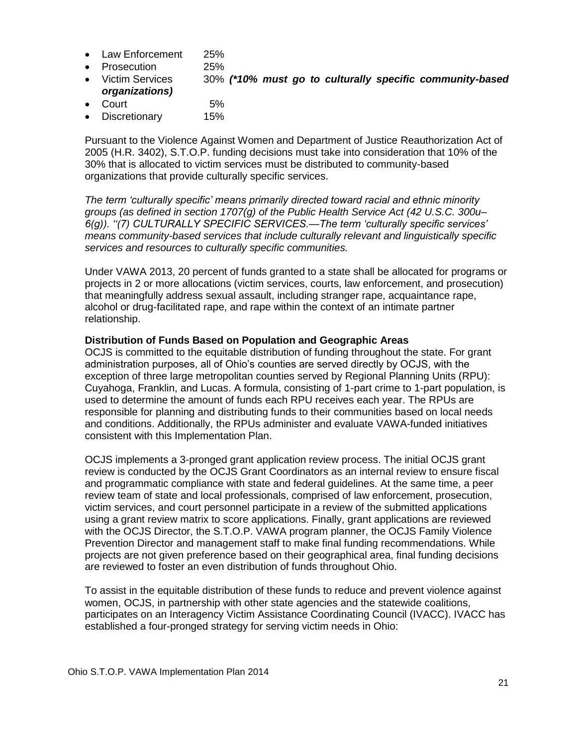- Law Enforcement 25%
- Prosecution 25%
- Victim Services 30% ***(\*10% must go to culturally specific community-based organizations)***
- Court 5%
- Discretionary 15%

Pursuant to the Violence Against Women and Department of Justice Reauthorization Act of 2005 (H.R. 3402), S.T.O.P. funding decisions must take into consideration that 10% of the 30% that is allocated to victim services must be distributed to community-based organizations that provide culturally specific services.

*The term 'culturally specific' means primarily directed toward racial and ethnic minority groups (as defined in section 1707(g) of the Public Health Service Act (42 U.S.C. 300u–6(g)). ''(7) CULTURALLY SPECIFIC SERVICES.—The term 'culturally specific services' means community-based services that include culturally relevant and linguistically specific services and resources to culturally specific communities.*

Under VAWA 2013, 20 percent of funds granted to a state shall be allocated for programs or projects in 2 or more allocations (victim services, courts, law enforcement, and prosecution) that meaningfully address sexual assault, including stranger rape, acquaintance rape, alcohol or drug-facilitated rape, and rape within the context of an intimate partner relationship.

**Distribution of Funds Based on Population and Geographic Areas**

OCJS is committed to the equitable distribution of funding throughout the state. For grant administration purposes, all of Ohio's counties are served directly by OCJS, with the exception of three large metropolitan counties served by Regional Planning Units (RPU): Cuyahoga, Franklin, and Lucas. A formula, consisting of 1-part crime to 1-part population, is used to determine the amount of funds each RPU receives each year. The RPUs are responsible for planning and distributing funds to their communities based on local needs and conditions. Additionally, the RPUs administer and evaluate VAWA-funded initiatives consistent with this Implementation Plan.

OCJS implements a 3-pronged grant application review process. The initial OCJS grant review is conducted by the OCJS Grant Coordinators as an internal review to ensure fiscal and programmatic compliance with state and federal guidelines. At the same time, a peer review team of state and local professionals, comprised of law enforcement, prosecution, victim services, and court personnel participate in a review of the submitted applications using a grant review matrix to score applications. Finally, grant applications are reviewed with the OCJS Director, the S.T.O.P. VAWA program planner, the OCJS Family Violence Prevention Director and management staff to make final funding recommendations. While projects are not given preference based on their geographical area, final funding decisions are reviewed to foster an even distribution of funds throughout Ohio.

To assist in the equitable distribution of these funds to reduce and prevent violence against women, OCJS, in partnership with other state agencies and the statewide coalitions, participates on an Interagency Victim Assistance Coordinating Council (IVACC). IVACC has established a four-pronged strategy for serving victim needs in Ohio: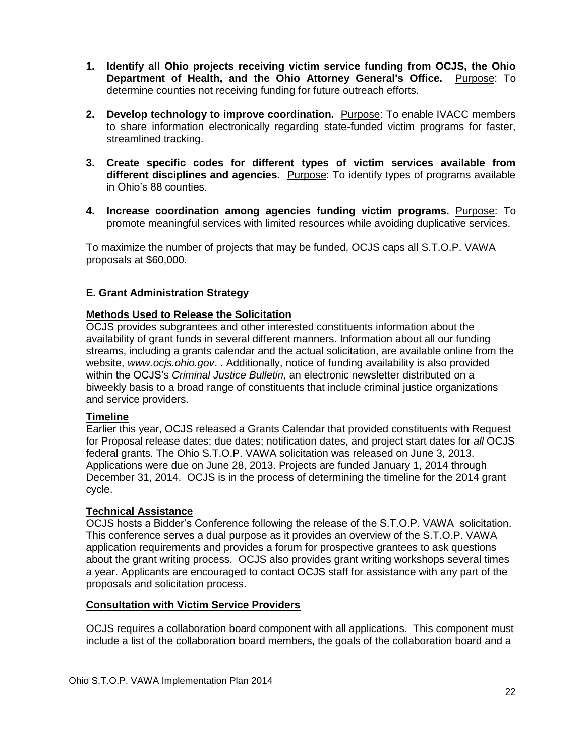1. **Identify all Ohio projects receiving victim service funding from OCJS, the Ohio Department of Health, and the Ohio Attorney General's Office.** Purpose: To determine counties not receiving funding for future outreach efforts.

2. **Develop technology to improve coordination.** Purpose: To enable IVACC members to share information electronically regarding state-funded victim programs for faster, streamlined tracking.

3. **Create specific codes for different types of victim services available from different disciplines and agencies.** Purpose: To identify types of programs available in Ohio's 88 counties.

4. **Increase coordination among agencies funding victim programs.** Purpose: To promote meaningful services with limited resources while avoiding duplicative services.

To maximize the number of projects that may be funded, OCJS caps all S.T.O.P. VAWA proposals at $60,000.

### E. Grant Administration Strategy

**Methods Used to Release the Solicitation**

OCJS provides subgrantees and other interested constituents information about the availability of grant funds in several different manners. Information about all our funding streams, including a grants calendar and the actual solicitation, are available online from the website, *www.ocjs.ohio.gov*. . Additionally, notice of funding availability is also provided within the OCJS's *Criminal Justice Bulletin*, an electronic newsletter distributed on a biweekly basis to a broad range of constituents that include criminal justice organizations and service providers.

**Timeline**

Earlier this year, OCJS released a Grants Calendar that provided constituents with Request for Proposal release dates; due dates; notification dates, and project start dates for *all* OCJS federal grants. The Ohio S.T.O.P. VAWA solicitation was released on June 3, 2013. Applications were due on June 28, 2013. Projects are funded January 1, 2014 through December 31, 2014. OCJS is in the process of determining the timeline for the 2014 grant cycle.

**Technical Assistance**

OCJS hosts a Bidder's Conference following the release of the S.T.O.P. VAWA solicitation. This conference serves a dual purpose as it provides an overview of the S.T.O.P. VAWA application requirements and provides a forum for prospective grantees to ask questions about the grant writing process. OCJS also provides grant writing workshops several times a year. Applicants are encouraged to contact OCJS staff for assistance with any part of the proposals and solicitation process.

**Consultation with Victim Service Providers**

OCJS requires a collaboration board component with all applications. This component must include a list of the collaboration board members, the goals of the collaboration board and a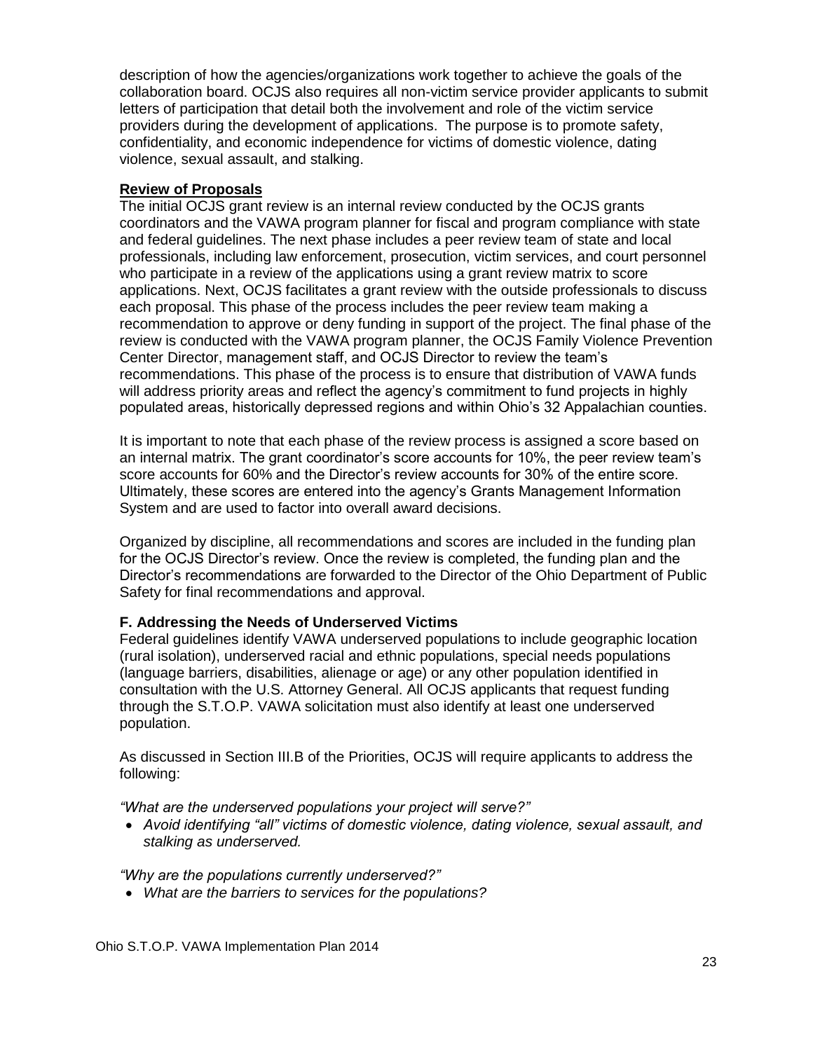description of how the agencies/organizations work together to achieve the goals of the collaboration board. OCJS also requires all non-victim service provider applicants to submit letters of participation that detail both the involvement and role of the victim service providers during the development of applications. The purpose is to promote safety, confidentiality, and economic independence for victims of domestic violence, dating violence, sexual assault, and stalking.

**Review of Proposals**

The initial OCJS grant review is an internal review conducted by the OCJS grants coordinators and the VAWA program planner for fiscal and program compliance with state and federal guidelines. The next phase includes a peer review team of state and local professionals, including law enforcement, prosecution, victim services, and court personnel who participate in a review of the applications using a grant review matrix to score applications. Next, OCJS facilitates a grant review with the outside professionals to discuss each proposal. This phase of the process includes the peer review team making a recommendation to approve or deny funding in support of the project. The final phase of the review is conducted with the VAWA program planner, the OCJS Family Violence Prevention Center Director, management staff, and OCJS Director to review the team's recommendations. This phase of the process is to ensure that distribution of VAWA funds will address priority areas and reflect the agency's commitment to fund projects in highly populated areas, historically depressed regions and within Ohio's 32 Appalachian counties.

It is important to note that each phase of the review process is assigned a score based on an internal matrix. The grant coordinator's score accounts for 10%, the peer review team's score accounts for 60% and the Director's review accounts for 30% of the entire score. Ultimately, these scores are entered into the agency's Grants Management Information System and are used to factor into overall award decisions.

Organized by discipline, all recommendations and scores are included in the funding plan for the OCJS Director's review. Once the review is completed, the funding plan and the Director's recommendations are forwarded to the Director of the Ohio Department of Public Safety for final recommendations and approval.

### F. Addressing the Needs of Underserved Victims

Federal guidelines identify VAWA underserved populations to include geographic location (rural isolation), underserved racial and ethnic populations, special needs populations (language barriers, disabilities, alienage or age) or any other population identified in consultation with the U.S. Attorney General. All OCJS applicants that request funding through the S.T.O.P. VAWA solicitation must also identify at least one underserved population.

As discussed in Section III.B of the Priorities, OCJS will require applicants to address the following:

*"What are the underserved populations your project will serve?"*

- *Avoid identifying "all" victims of domestic violence, dating violence, sexual assault, and stalking as underserved.*

*"Why are the populations currently underserved?"*

- *What are the barriers to services for the populations?*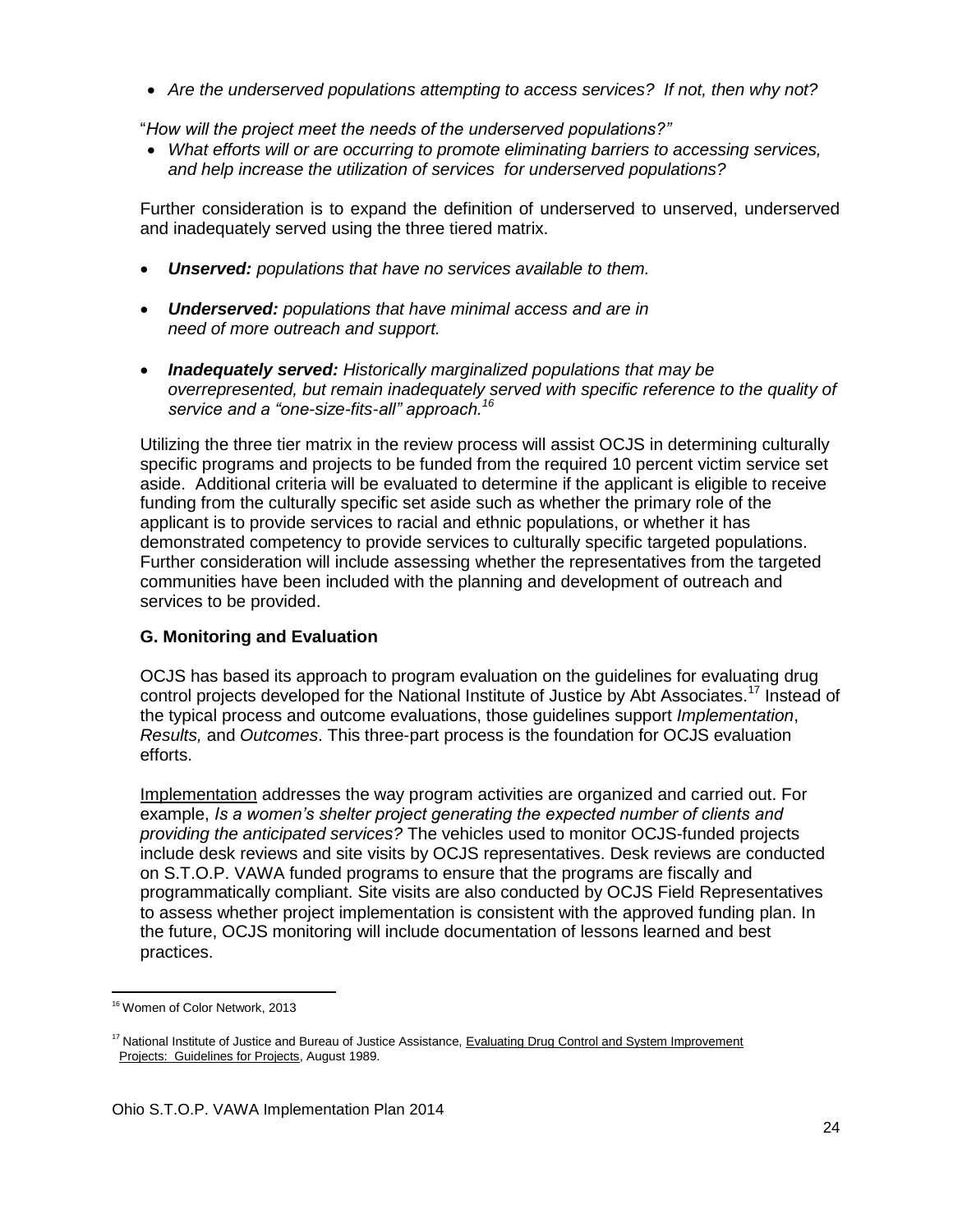- *Are the underserved populations attempting to access services? If not, then why not?*

"*How will the project meet the needs of the underserved populations?"*

- *What efforts will or are occurring to promote eliminating barriers to accessing services, and help increase the utilization of services for underserved populations?*

Further consideration is to expand the definition of underserved to unserved, underserved and inadequately served using the three tiered matrix.

- ***Unserved:*** *populations that have no services available to them.*
- ***Underserved:*** *populations that have minimal access and are in need of more outreach and support.*
- ***Inadequately served:*** *Historically marginalized populations that may be overrepresented, but remain inadequately served with specific reference to the quality of service and a "one-size-fits-all" approach.*[16]

Utilizing the three tier matrix in the review process will assist OCJS in determining culturally specific programs and projects to be funded from the required 10 percent victim service set aside. Additional criteria will be evaluated to determine if the applicant is eligible to receive funding from the culturally specific set aside such as whether the primary role of the applicant is to provide services to racial and ethnic populations, or whether it has demonstrated competency to provide services to culturally specific targeted populations. Further consideration will include assessing whether the representatives from the targeted communities have been included with the planning and development of outreach and services to be provided.

### G. Monitoring and Evaluation

OCJS has based its approach to program evaluation on the guidelines for evaluating drug control projects developed for the National Institute of Justice by Abt Associates.[17] Instead of the typical process and outcome evaluations, those guidelines support *Implementation*, *Results,* and *Outcomes*. This three-part process is the foundation for OCJS evaluation efforts.

Implementation addresses the way program activities are organized and carried out. For example, *Is a women's shelter project generating the expected number of clients and providing the anticipated services?* The vehicles used to monitor OCJS-funded projects include desk reviews and site visits by OCJS representatives. Desk reviews are conducted on S.T.O.P. VAWA funded programs to ensure that the programs are fiscally and programmatically compliant. Site visits are also conducted by OCJS Field Representatives to assess whether project implementation is consistent with the approved funding plan. In the future, OCJS monitoring will include documentation of lessons learned and best practices.

---

[16] Women of Color Network, 2013

[17] National Institute of Justice and Bureau of Justice Assistance, Evaluating Drug Control and System Improvement Projects: Guidelines for Projects, August 1989.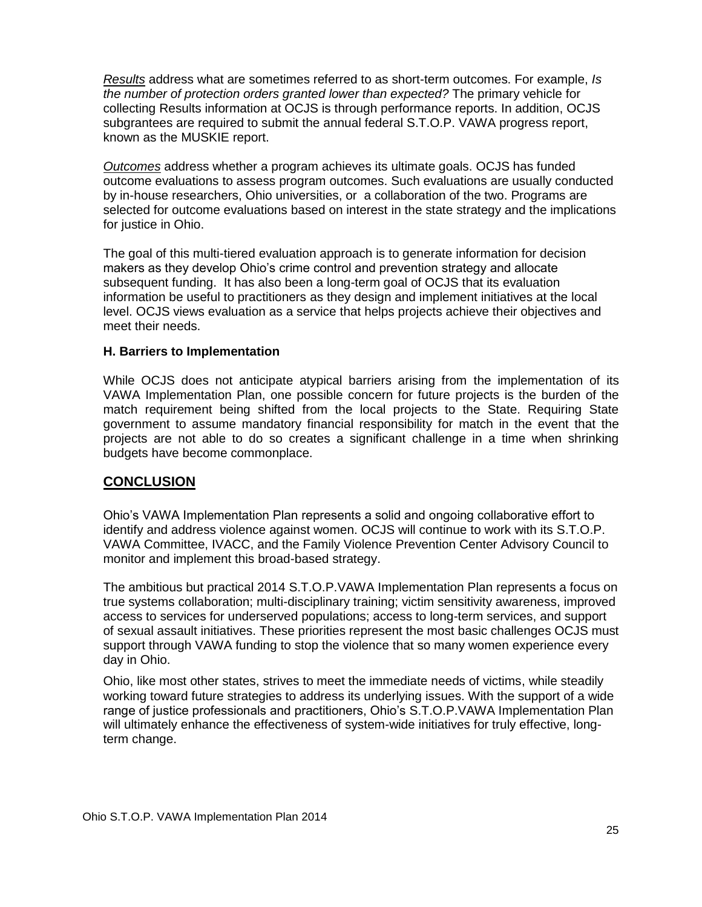*Results* address what are sometimes referred to as short-term outcomes. For example, *Is the number of protection orders granted lower than expected?* The primary vehicle for collecting Results information at OCJS is through performance reports. In addition, OCJS subgrantees are required to submit the annual federal S.T.O.P. VAWA progress report, known as the MUSKIE report.

*Outcomes* address whether a program achieves its ultimate goals. OCJS has funded outcome evaluations to assess program outcomes. Such evaluations are usually conducted by in-house researchers, Ohio universities, or a collaboration of the two. Programs are selected for outcome evaluations based on interest in the state strategy and the implications for justice in Ohio.

The goal of this multi-tiered evaluation approach is to generate information for decision makers as they develop Ohio's crime control and prevention strategy and allocate subsequent funding. It has also been a long-term goal of OCJS that its evaluation information be useful to practitioners as they design and implement initiatives at the local level. OCJS views evaluation as a service that helps projects achieve their objectives and meet their needs.

### H. Barriers to Implementation

While OCJS does not anticipate atypical barriers arising from the implementation of its VAWA Implementation Plan, one possible concern for future projects is the burden of the match requirement being shifted from the local projects to the State. Requiring State government to assume mandatory financial responsibility for match in the event that the projects are not able to do so creates a significant challenge in a time when shrinking budgets have become commonplace.

## CONCLUSION

Ohio's VAWA Implementation Plan represents a solid and ongoing collaborative effort to identify and address violence against women. OCJS will continue to work with its S.T.O.P. VAWA Committee, IVACC, and the Family Violence Prevention Center Advisory Council to monitor and implement this broad-based strategy.

The ambitious but practical 2014 S.T.O.P.VAWA Implementation Plan represents a focus on true systems collaboration; multi-disciplinary training; victim sensitivity awareness, improved access to services for underserved populations; access to long-term services, and support of sexual assault initiatives. These priorities represent the most basic challenges OCJS must support through VAWA funding to stop the violence that so many women experience every day in Ohio.

Ohio, like most other states, strives to meet the immediate needs of victims, while steadily working toward future strategies to address its underlying issues. With the support of a wide range of justice professionals and practitioners, Ohio's S.T.O.P.VAWA Implementation Plan will ultimately enhance the effectiveness of system-wide initiatives for truly effective, long-term change.